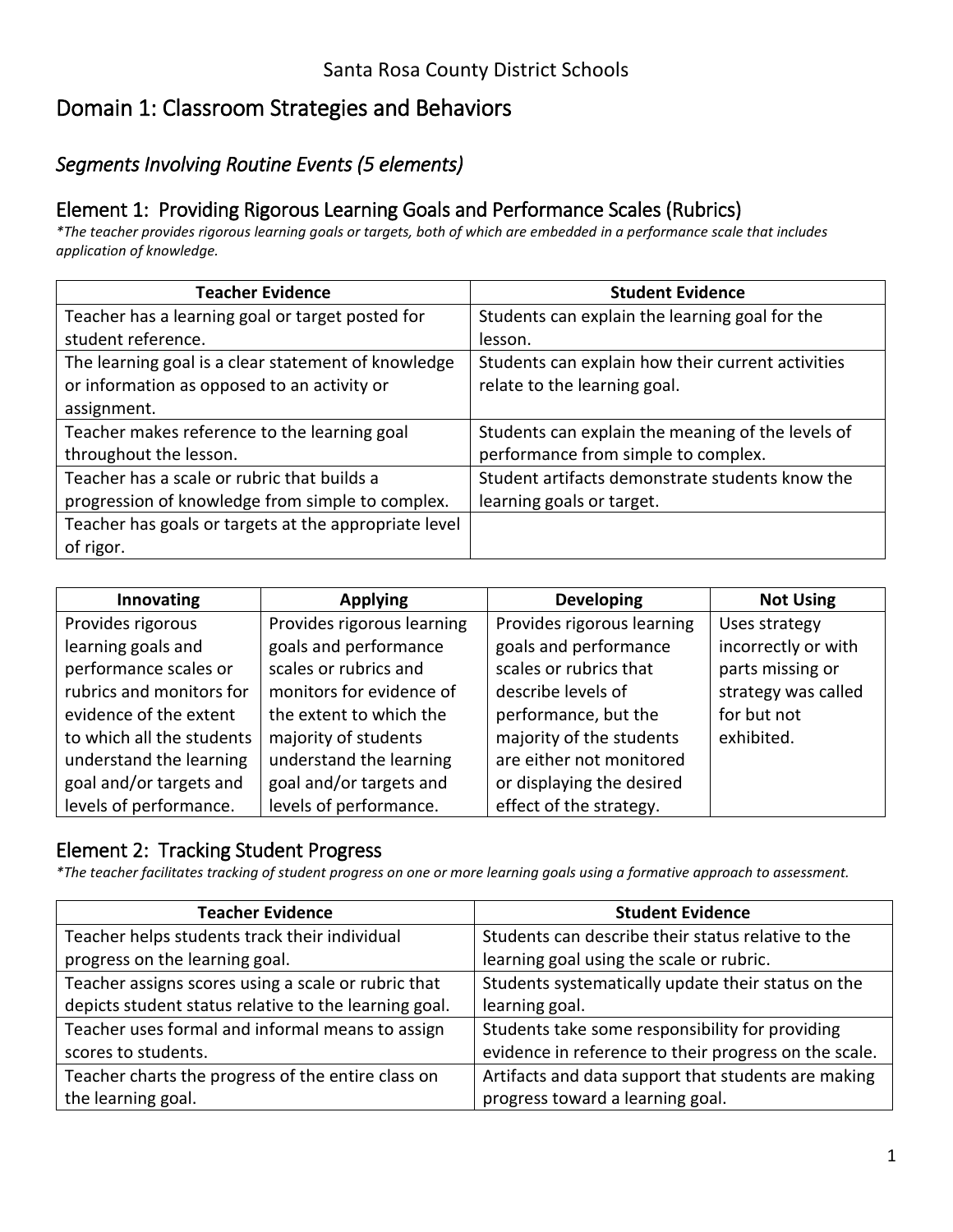Santa Rosa County District Schools

# Domain 1: Classroom Strategies and Behaviors

## *Segments Involving Routine Events (5 elements)*

### Element 1: Providing Rigorous Learning Goals and Performance Scales (Rubrics)

*\*The teacher provides rigorous learning goals or targets, both of which are embedded in a performance scale that includes application of knowledge.*

| Teacher Evidence | Student Evidence |
|---|---|
| Teacher has a learning goal or target posted for student reference. | Students can explain the learning goal for the lesson. |
| The learning goal is a clear statement of knowledge or information as opposed to an activity or assignment. | Students can explain how their current activities relate to the learning goal. |
| Teacher makes reference to the learning goal throughout the lesson. | Students can explain the meaning of the levels of performance from simple to complex. |
| Teacher has a scale or rubric that builds a progression of knowledge from simple to complex. | Student artifacts demonstrate students know the learning goals or target. |
| Teacher has goals or targets at the appropriate level of rigor. | |

| Innovating | Applying | Developing | Not Using |
|---|---|---|---|
| Provides rigorous learning goals and performance scales or rubrics and monitors for evidence of the extent to which all the students understand the learning goal and/or targets and levels of performance. | Provides rigorous learning goals and performance scales or rubrics and monitors for evidence of the extent to which the majority of students understand the learning goal and/or targets and levels of performance. | Provides rigorous learning goals and performance scales or rubrics that describe levels of performance, but the majority of the students are either not monitored or displaying the desired effect of the strategy. | Uses strategy incorrectly or with parts missing or strategy was called for but not exhibited. |

### Element 2: Tracking Student Progress

*\*The teacher facilitates tracking of student progress on one or more learning goals using a formative approach to assessment.*

| Teacher Evidence | Student Evidence |
|---|---|
| Teacher helps students track their individual progress on the learning goal. | Students can describe their status relative to the learning goal using the scale or rubric. |
| Teacher assigns scores using a scale or rubric that depicts student status relative to the learning goal. | Students systematically update their status on the learning goal. |
| Teacher uses formal and informal means to assign scores to students. | Students take some responsibility for providing evidence in reference to their progress on the scale. |
| Teacher charts the progress of the entire class on the learning goal. | Artifacts and data support that students are making progress toward a learning goal. |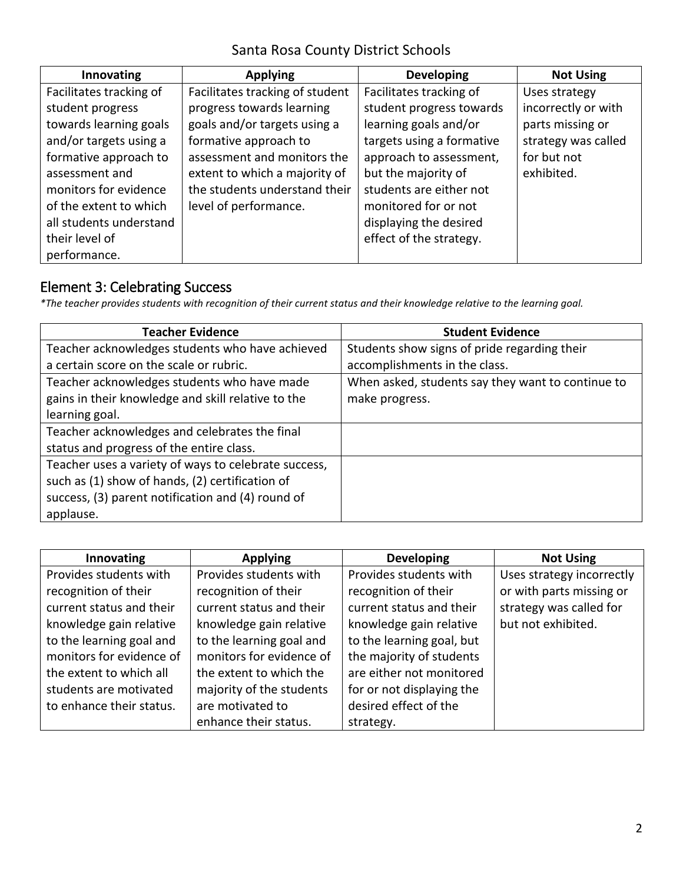| Innovating | Applying | Developing | Not Using |
| --- | --- | --- | --- |
| Facilitates tracking of student progress towards learning goals and/or targets using a formative approach to assessment and monitors for evidence of the extent to which all students understand their level of performance. | Facilitates tracking of student progress towards learning goals and/or targets using a formative approach to assessment and monitors the extent to which a majority of the students understand their level of performance. | Facilitates tracking of student progress towards learning goals and/or targets using a formative approach to assessment, but the majority of students are either not monitored for or not displaying the desired effect of the strategy. | Uses strategy incorrectly or with parts missing or strategy was called for but not exhibited. |

## Element 3: Celebrating Success

**The teacher provides students with recognition of their current status and their knowledge relative to the learning goal.*

| Teacher Evidence | Student Evidence |
| --- | --- |
| Teacher acknowledges students who have achieved a certain score on the scale or rubric. | Students show signs of pride regarding their accomplishments in the class. |
| Teacher acknowledges students who have made gains in their knowledge and skill relative to the learning goal. | When asked, students say they want to continue to make progress. |
| Teacher acknowledges and celebrates the final status and progress of the entire class. | |
| Teacher uses a variety of ways to celebrate success, such as (1) show of hands, (2) certification of success, (3) parent notification and (4) round of applause. | |

| Innovating | Applying | Developing | Not Using |
| --- | --- | --- | --- |
| Provides students with recognition of their current status and their knowledge gain relative to the learning goal and monitors for evidence of the extent to which all students are motivated to enhance their status. | Provides students with recognition of their current status and their knowledge gain relative to the learning goal and monitors for evidence of the extent to which the majority of the students are motivated to enhance their status. | Provides students with recognition of their current status and their knowledge gain relative to the learning goal, but the majority of students are either not monitored for or not displaying the desired effect of the strategy. | Uses strategy incorrectly or with parts missing or strategy was called for but not exhibited. |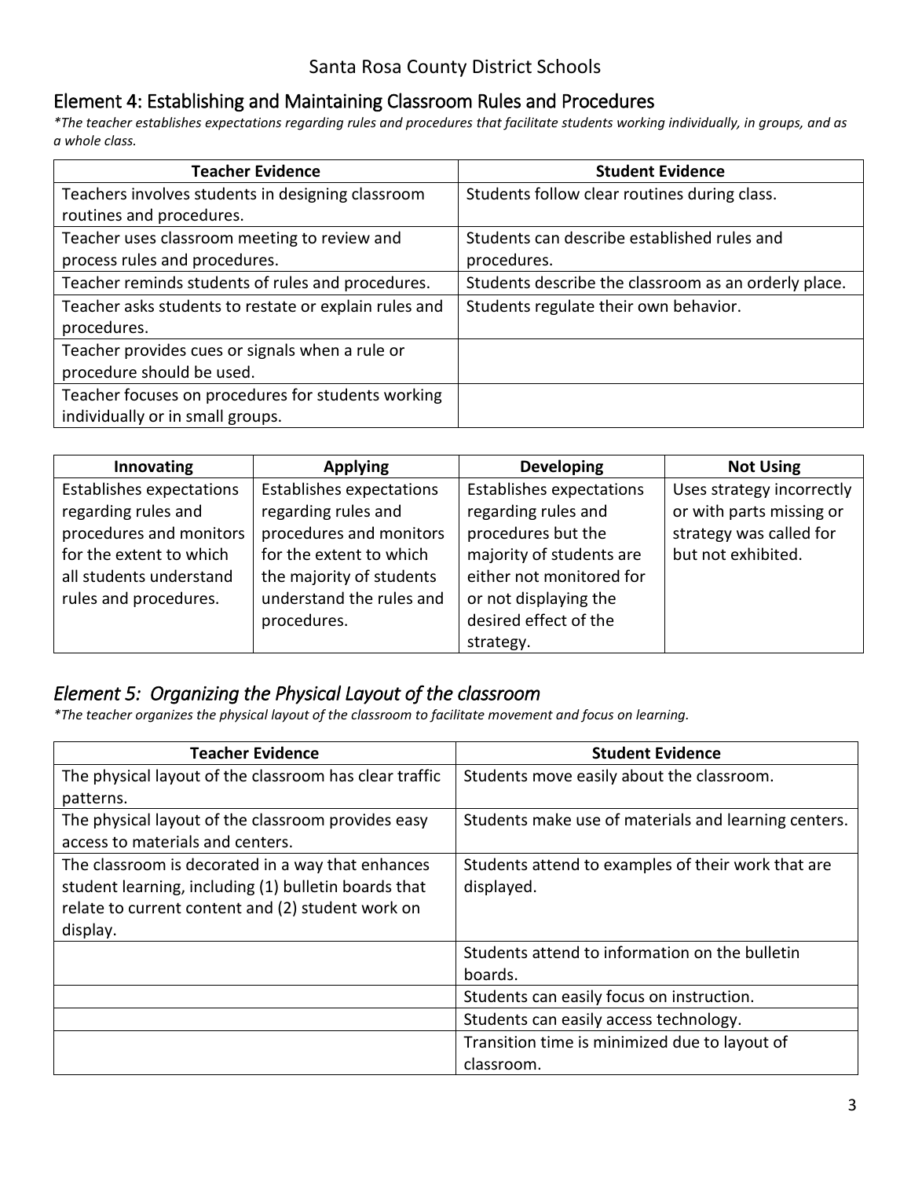## Element 4: Establishing and Maintaining Classroom Rules and Procedures

*\*The teacher establishes expectations regarding rules and procedures that facilitate students working individually, in groups, and as a whole class.*

| Teacher Evidence | Student Evidence |
|---|---|
| Teachers involves students in designing classroom routines and procedures. | Students follow clear routines during class. |
| Teacher uses classroom meeting to review and process rules and procedures. | Students can describe established rules and procedures. |
| Teacher reminds students of rules and procedures. | Students describe the classroom as an orderly place. |
| Teacher asks students to restate or explain rules and procedures. | Students regulate their own behavior. |
| Teacher provides cues or signals when a rule or procedure should be used. | |
| Teacher focuses on procedures for students working individually or in small groups. | |

| Innovating | Applying | Developing | Not Using |
|---|---|---|---|
| Establishes expectations regarding rules and procedures and monitors for the extent to which all students understand rules and procedures. | Establishes expectations regarding rules and procedures and monitors for the extent to which the majority of students understand the rules and procedures. | Establishes expectations regarding rules and procedures but the majority of students are either not monitored for or not displaying the desired effect of the strategy. | Uses strategy incorrectly or with parts missing or strategy was called for but not exhibited. |

## *Element 5: Organizing the Physical Layout of the classroom*

*\*The teacher organizes the physical layout of the classroom to facilitate movement and focus on learning.*

| Teacher Evidence | Student Evidence |
|---|---|
| The physical layout of the classroom has clear traffic patterns. | Students move easily about the classroom. |
| The physical layout of the classroom provides easy access to materials and centers. | Students make use of materials and learning centers. |
| The classroom is decorated in a way that enhances student learning, including (1) bulletin boards that relate to current content and (2) student work on display. | Students attend to examples of their work that are displayed. |
| | Students attend to information on the bulletin boards. |
| | Students can easily focus on instruction. |
| | Students can easily access technology. |
| | Transition time is minimized due to layout of classroom. |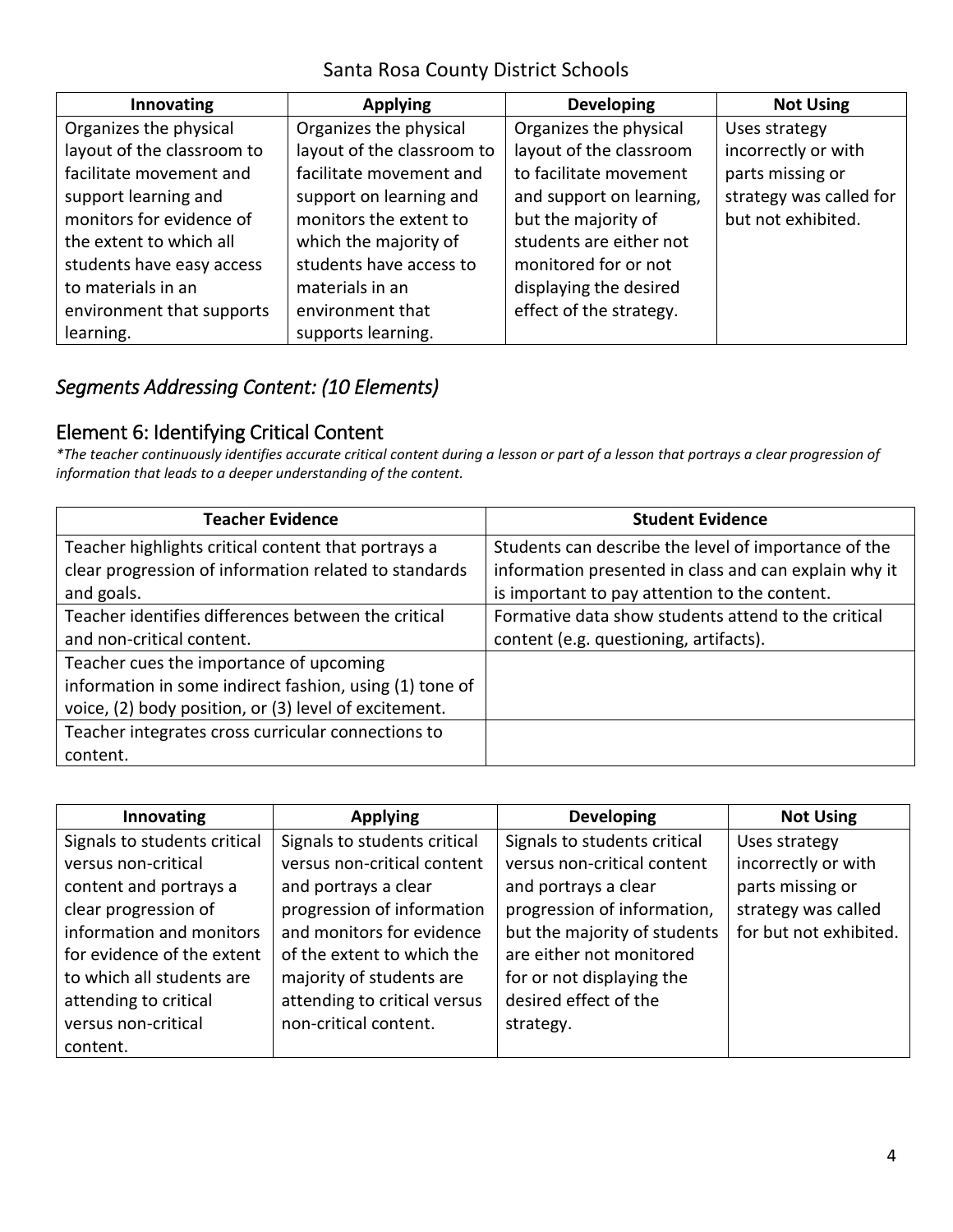| Innovating | Applying | Developing | Not Using |
|---|---|---|---|
| Organizes the physical layout of the classroom to facilitate movement and support learning and monitors for evidence of the extent to which all students have easy access to materials in an environment that supports learning. | Organizes the physical layout of the classroom to facilitate movement and support on learning and monitors the extent to which the majority of students have access to materials in an environment that supports learning. | Organizes the physical layout of the classroom to facilitate movement and support on learning, but the majority of students are either not monitored for or not displaying the desired effect of the strategy. | Uses strategy incorrectly or with parts missing or strategy was called for but not exhibited. |

## *Segments Addressing Content: (10 Elements)*

### Element 6: Identifying Critical Content

*\*The teacher continuously identifies accurate critical content during a lesson or part of a lesson that portrays a clear progression of information that leads to a deeper understanding of the content.*

| Teacher Evidence | Student Evidence |
|---|---|
| Teacher highlights critical content that portrays a clear progression of information related to standards and goals. | Students can describe the level of importance of the information presented in class and can explain why it is important to pay attention to the content. |
| Teacher identifies differences between the critical and non-critical content. | Formative data show students attend to the critical content (e.g. questioning, artifacts). |
| Teacher cues the importance of upcoming information in some indirect fashion, using (1) tone of voice, (2) body position, or (3) level of excitement. | |
| Teacher integrates cross curricular connections to content. | |

| Innovating | Applying | Developing | Not Using |
|---|---|---|---|
| Signals to students critical versus non-critical content and portrays a clear progression of information and monitors for evidence of the extent to which all students are attending to critical versus non-critical content. | Signals to students critical versus non-critical content and portrays a clear progression of information and monitors for evidence of the extent to which the majority of students are attending to critical versus non-critical content. | Signals to students critical versus non-critical content and portrays a clear progression of information, but the majority of students are either not monitored for or not displaying the desired effect of the strategy. | Uses strategy incorrectly or with parts missing or strategy was called for but not exhibited. |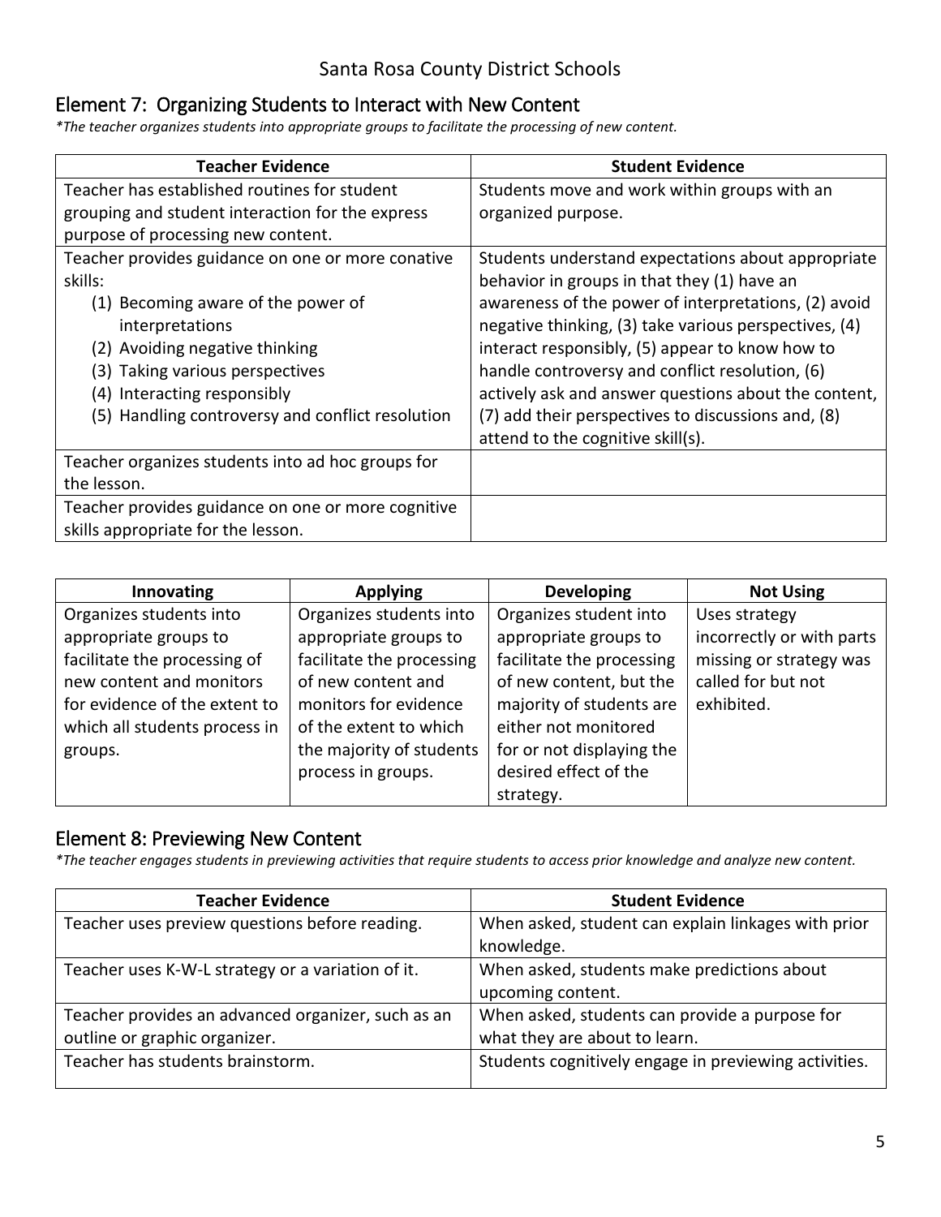## Element 7: Organizing Students to Interact with New Content

*\*The teacher organizes students into appropriate groups to facilitate the processing of new content.*

| Teacher Evidence | Student Evidence |
|---|---|
| Teacher has established routines for student grouping and student interaction for the express purpose of processing new content. | Students move and work within groups with an organized purpose. |
| Teacher provides guidance on one or more conative skills: (1) Becoming aware of the power of interpretations (2) Avoiding negative thinking (3) Taking various perspectives (4) Interacting responsibly (5) Handling controversy and conflict resolution | Students understand expectations about appropriate behavior in groups in that they (1) have an awareness of the power of interpretations, (2) avoid negative thinking, (3) take various perspectives, (4) interact responsibly, (5) appear to know how to handle controversy and conflict resolution, (6) actively ask and answer questions about the content, (7) add their perspectives to discussions and, (8) attend to the cognitive skill(s). |
| Teacher organizes students into ad hoc groups for the lesson. | |
| Teacher provides guidance on one or more cognitive skills appropriate for the lesson. | |

| Innovating | Applying | Developing | Not Using |
|---|---|---|---|
| Organizes students into appropriate groups to facilitate the processing of new content and monitors for evidence of the extent to which all students process in groups. | Organizes students into appropriate groups to facilitate the processing of new content and monitors for evidence of the extent to which the majority of students process in groups. | Organizes student into appropriate groups to facilitate the processing of new content, but the majority of students are either not monitored for or not displaying the desired effect of the strategy. | Uses strategy incorrectly or with parts missing or strategy was called for but not exhibited. |

## Element 8: Previewing New Content

*\*The teacher engages students in previewing activities that require students to access prior knowledge and analyze new content.*

| Teacher Evidence | Student Evidence |
|---|---|
| Teacher uses preview questions before reading. | When asked, student can explain linkages with prior knowledge. |
| Teacher uses K-W-L strategy or a variation of it. | When asked, students make predictions about upcoming content. |
| Teacher provides an advanced organizer, such as an outline or graphic organizer. | When asked, students can provide a purpose for what they are about to learn. |
| Teacher has students brainstorm. | Students cognitively engage in previewing activities. |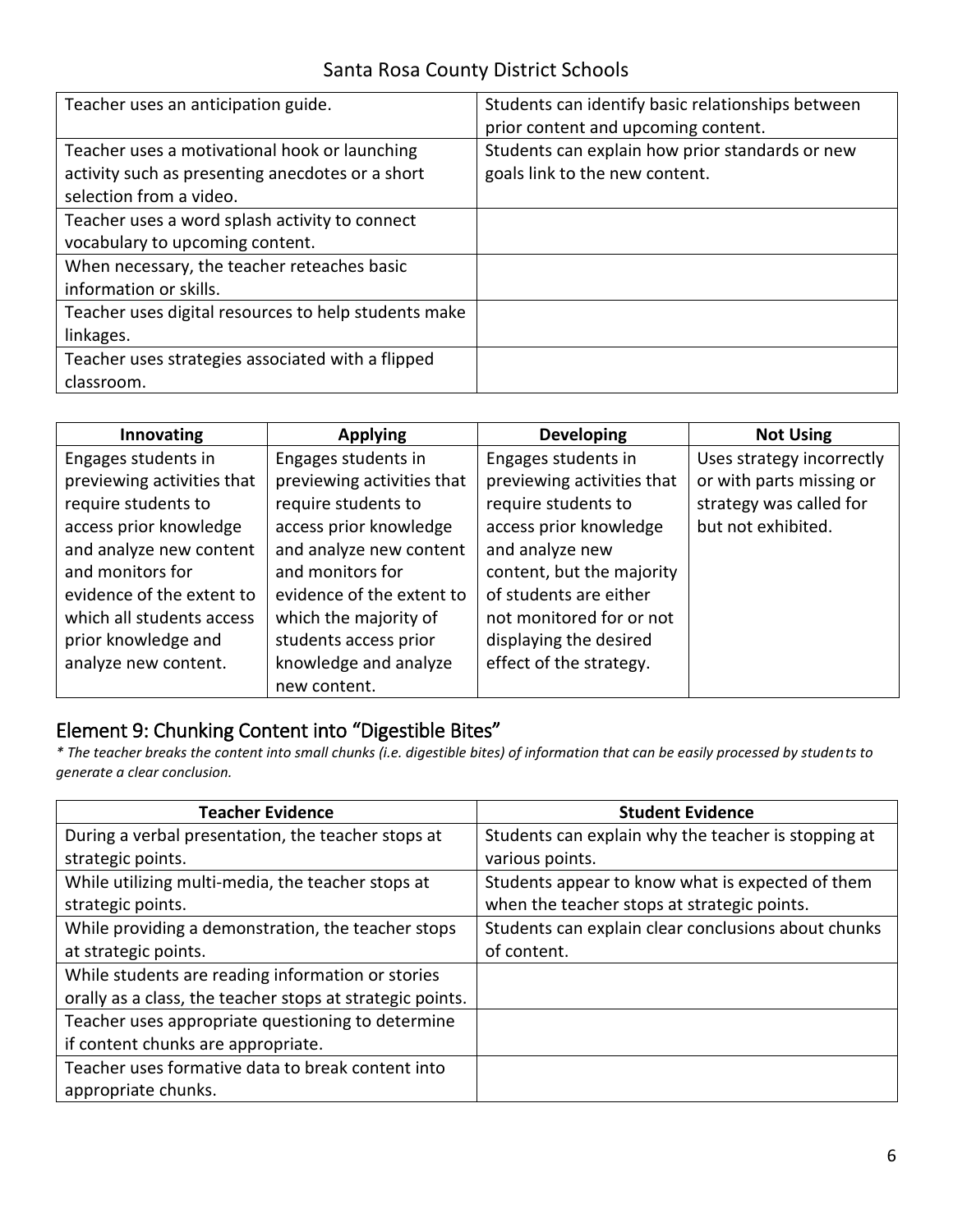| | |
|---|---|
| Teacher uses an anticipation guide. | Students can identify basic relationships between prior content and upcoming content. |
| Teacher uses a motivational hook or launching activity such as presenting anecdotes or a short selection from a video. | Students can explain how prior standards or new goals link to the new content. |
| Teacher uses a word splash activity to connect vocabulary to upcoming content. | |
| When necessary, the teacher reteaches basic information or skills. | |
| Teacher uses digital resources to help students make linkages. | |
| Teacher uses strategies associated with a flipped classroom. | |

| Innovating | Applying | Developing | Not Using |
|---|---|---|---|
| Engages students in previewing activities that require students to access prior knowledge and analyze new content and monitors for evidence of the extent to which all students access prior knowledge and analyze new content. | Engages students in previewing activities that require students to access prior knowledge and analyze new content and monitors for evidence of the extent to which the majority of students access prior knowledge and analyze new content. | Engages students in previewing activities that require students to access prior knowledge and analyze new content, but the majority of students are either not monitored for or not displaying the desired effect of the strategy. | Uses strategy incorrectly or with parts missing or strategy was called for but not exhibited. |

## Element 9: Chunking Content into "Digestible Bites"

*\* The teacher breaks the content into small chunks (i.e. digestible bites) of information that can be easily processed by students to generate a clear conclusion.*

| Teacher Evidence | Student Evidence |
|---|---|
| During a verbal presentation, the teacher stops at strategic points. | Students can explain why the teacher is stopping at various points. |
| While utilizing multi-media, the teacher stops at strategic points. | Students appear to know what is expected of them when the teacher stops at strategic points. |
| While providing a demonstration, the teacher stops at strategic points. | Students can explain clear conclusions about chunks of content. |
| While students are reading information or stories orally as a class, the teacher stops at strategic points. | |
| Teacher uses appropriate questioning to determine if content chunks are appropriate. | |
| Teacher uses formative data to break content into appropriate chunks. | |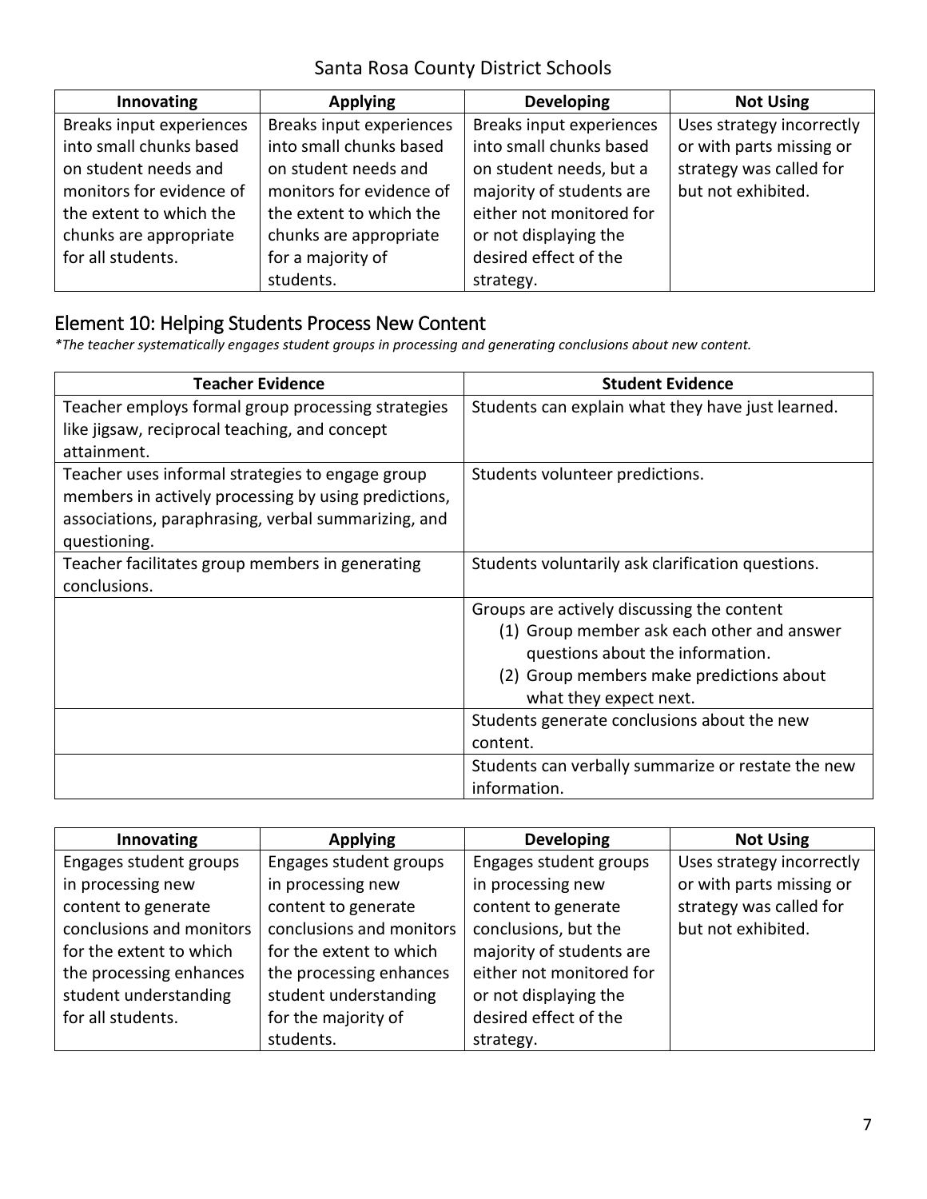| Innovating | Applying | Developing | Not Using |
| --- | --- | --- | --- |
| Breaks input experiences into small chunks based on student needs and monitors for evidence of the extent to which the chunks are appropriate for all students. | Breaks input experiences into small chunks based on student needs and monitors for evidence of the extent to which the chunks are appropriate for a majority of students. | Breaks input experiences into small chunks based on student needs, but a majority of students are either not monitored for or not displaying the desired effect of the strategy. | Uses strategy incorrectly or with parts missing or strategy was called for but not exhibited. |

## Element 10: Helping Students Process New Content

*\*The teacher systematically engages student groups in processing and generating conclusions about new content.*

| Teacher Evidence | Student Evidence |
| --- | --- |
| Teacher employs formal group processing strategies like jigsaw, reciprocal teaching, and concept attainment. | Students can explain what they have just learned. |
| Teacher uses informal strategies to engage group members in actively processing by using predictions, associations, paraphrasing, verbal summarizing, and questioning. | Students volunteer predictions. |
| Teacher facilitates group members in generating conclusions. | Students voluntarily ask clarification questions. |
| | Groups are actively discussing the content (1) Group member ask each other and answer questions about the information. (2) Group members make predictions about what they expect next. |
| | Students generate conclusions about the new content. |
| | Students can verbally summarize or restate the new information. |

| Innovating | Applying | Developing | Not Using |
| --- | --- | --- | --- |
| Engages student groups in processing new content to generate conclusions and monitors for the extent to which the processing enhances student understanding for all students. | Engages student groups in processing new content to generate conclusions and monitors for the extent to which the processing enhances student understanding for the majority of students. | Engages student groups in processing new content to generate conclusions, but the majority of students are either not monitored for or not displaying the desired effect of the strategy. | Uses strategy incorrectly or with parts missing or strategy was called for but not exhibited. |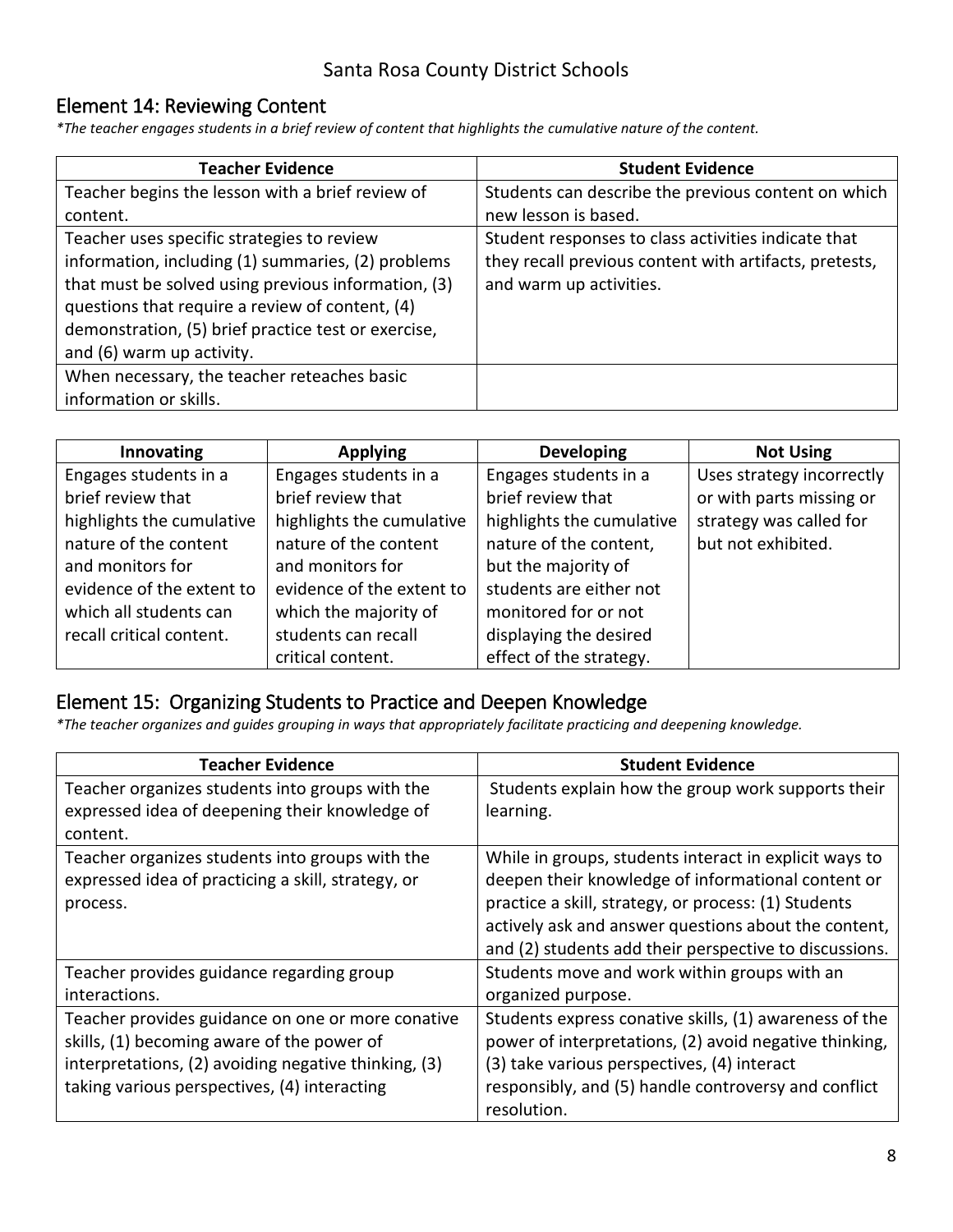## Element 14: Reviewing Content

*\*The teacher engages students in a brief review of content that highlights the cumulative nature of the content.*

| Teacher Evidence | Student Evidence |
|---|---|
| Teacher begins the lesson with a brief review of content. | Students can describe the previous content on which new lesson is based. |
| Teacher uses specific strategies to review information, including (1) summaries, (2) problems that must be solved using previous information, (3) questions that require a review of content, (4) demonstration, (5) brief practice test or exercise, and (6) warm up activity. | Student responses to class activities indicate that they recall previous content with artifacts, pretests, and warm up activities. |
| When necessary, the teacher reteaches basic information or skills. | |

| Innovating | Applying | Developing | Not Using |
|---|---|---|---|
| Engages students in a brief review that highlights the cumulative nature of the content and monitors for evidence of the extent to which all students can recall critical content. | Engages students in a brief review that highlights the cumulative nature of the content and monitors for evidence of the extent to which the majority of students can recall critical content. | Engages students in a brief review that highlights the cumulative nature of the content, but the majority of students are either not monitored for or not displaying the desired effect of the strategy. | Uses strategy incorrectly or with parts missing or strategy was called for but not exhibited. |

## Element 15: Organizing Students to Practice and Deepen Knowledge

*\*The teacher organizes and guides grouping in ways that appropriately facilitate practicing and deepening knowledge.*

| Teacher Evidence | Student Evidence |
|---|---|
| Teacher organizes students into groups with the expressed idea of deepening their knowledge of content. | Students explain how the group work supports their learning. |
| Teacher organizes students into groups with the expressed idea of practicing a skill, strategy, or process. | While in groups, students interact in explicit ways to deepen their knowledge of informational content or practice a skill, strategy, or process: (1) Students actively ask and answer questions about the content, and (2) students add their perspective to discussions. |
| Teacher provides guidance regarding group interactions. | Students move and work within groups with an organized purpose. |
| Teacher provides guidance on one or more conative skills, (1) becoming aware of the power of interpretations, (2) avoiding negative thinking, (3) taking various perspectives, (4) interacting | Students express conative skills, (1) awareness of the power of interpretations, (2) avoid negative thinking, (3) take various perspectives, (4) interact responsibly, and (5) handle controversy and conflict resolution. |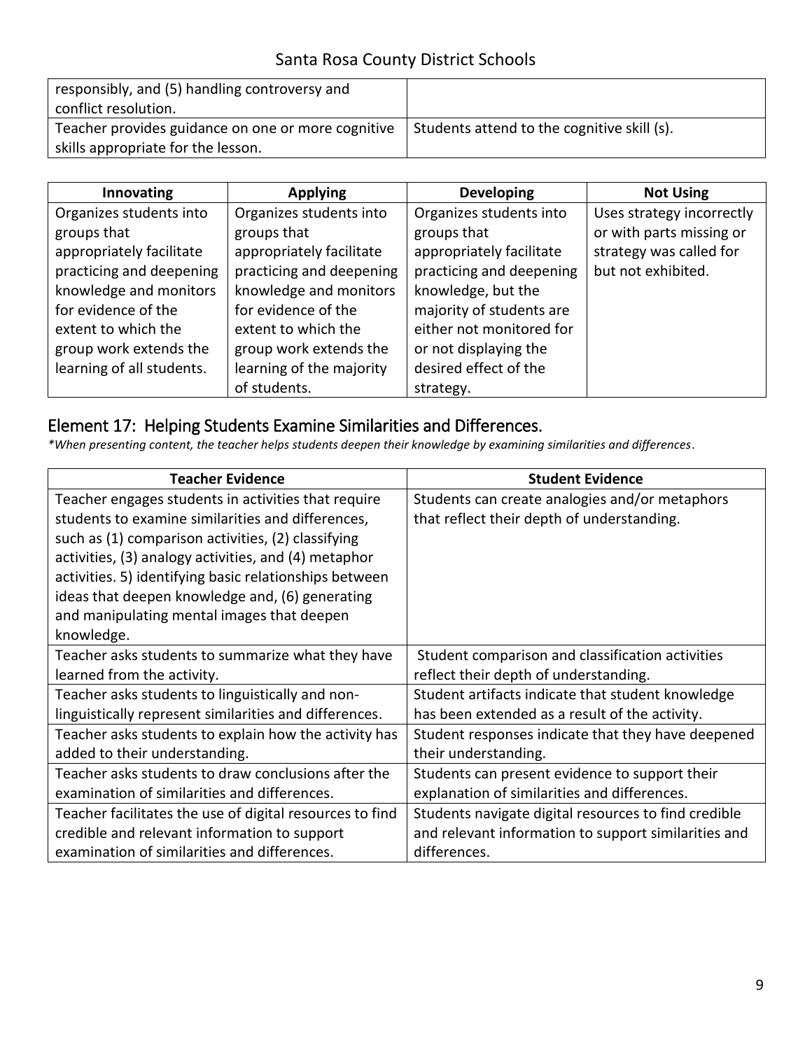| | |
|---|---|
| responsibly, and (5) handling controversy and conflict resolution. | |
| Teacher provides guidance on one or more cognitive skills appropriate for the lesson. | Students attend to the cognitive skill (s). |

| Innovating | Applying | Developing | Not Using |
|---|---|---|---|
| Organizes students into groups that appropriately facilitate practicing and deepening knowledge and monitors for evidence of the extent to which the group work extends the learning of all students. | Organizes students into groups that appropriately facilitate practicing and deepening knowledge and monitors for evidence of the extent to which the group work extends the learning of the majority of students. | Organizes students into groups that appropriately facilitate practicing and deepening knowledge, but the majority of students are either not monitored for or not displaying the desired effect of the strategy. | Uses strategy incorrectly or with parts missing or strategy was called for but not exhibited. |

## Element 17: Helping Students Examine Similarities and Differences.

*\*When presenting content, the teacher helps students deepen their knowledge by examining similarities and differences.*

| Teacher Evidence | Student Evidence |
|---|---|
| Teacher engages students in activities that require students to examine similarities and differences, such as (1) comparison activities, (2) classifying activities, (3) analogy activities, and (4) metaphor activities. 5) identifying basic relationships between ideas that deepen knowledge and, (6) generating and manipulating mental images that deepen knowledge. | Students can create analogies and/or metaphors that reflect their depth of understanding. |
| Teacher asks students to summarize what they have learned from the activity. | Student comparison and classification activities reflect their depth of understanding. |
| Teacher asks students to linguistically and non-linguistically represent similarities and differences. | Student artifacts indicate that student knowledge has been extended as a result of the activity. |
| Teacher asks students to explain how the activity has added to their understanding. | Student responses indicate that they have deepened their understanding. |
| Teacher asks students to draw conclusions after the examination of similarities and differences. | Students can present evidence to support their explanation of similarities and differences. |
| Teacher facilitates the use of digital resources to find credible and relevant information to support examination of similarities and differences. | Students navigate digital resources to find credible and relevant information to support similarities and differences. |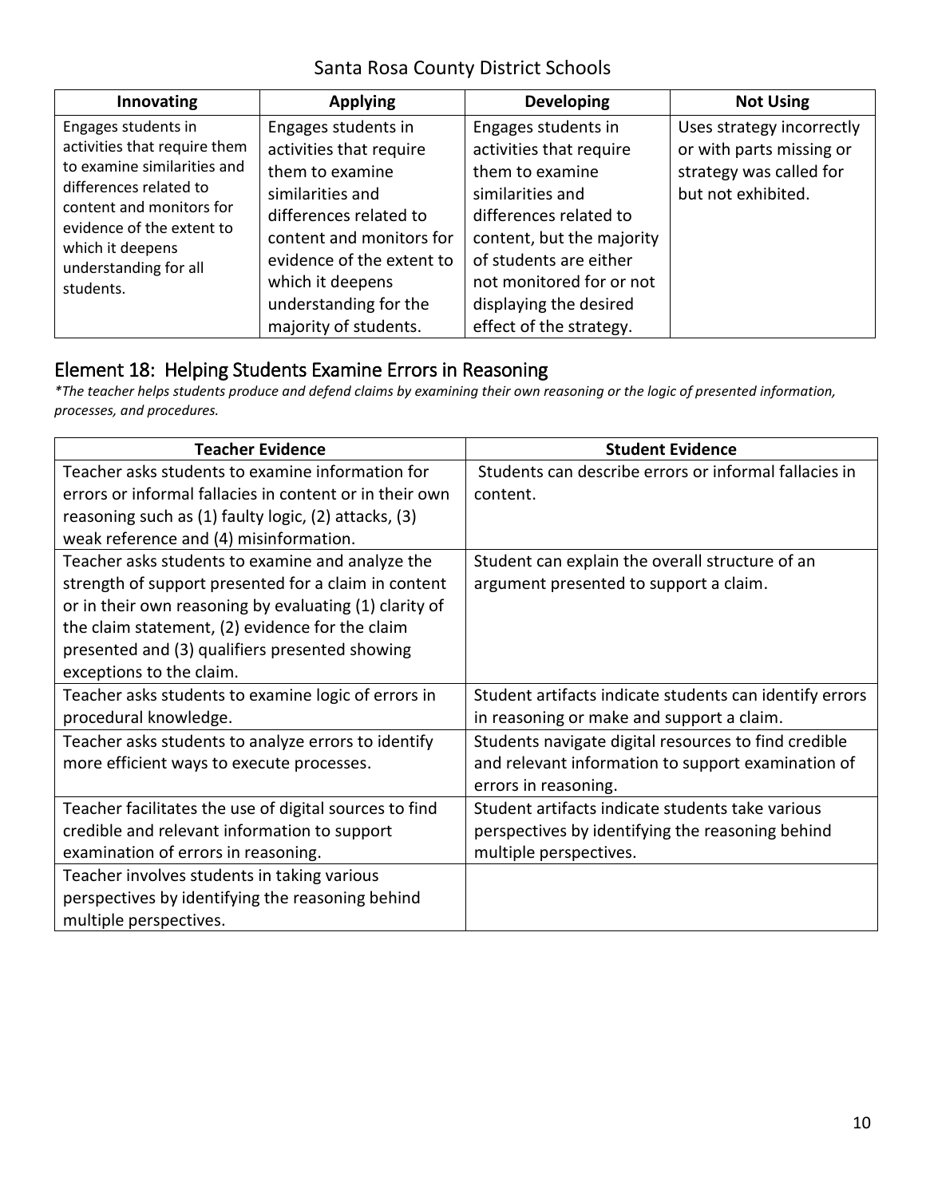| Innovating | Applying | Developing | Not Using |
| --- | --- | --- | --- |
| Engages students in activities that require them to examine similarities and differences related to content and monitors for evidence of the extent to which it deepens understanding for all students. | Engages students in activities that require them to examine similarities and differences related to content and monitors for evidence of the extent to which it deepens understanding for the majority of students. | Engages students in activities that require them to examine similarities and differences related to content, but the majority of students are either not monitored for or not displaying the desired effect of the strategy. | Uses strategy incorrectly or with parts missing or strategy was called for but not exhibited. |

## Element 18: Helping Students Examine Errors in Reasoning

**The teacher helps students produce and defend claims by examining their own reasoning or the logic of presented information, processes, and procedures.*

| Teacher Evidence | Student Evidence |
| --- | --- |
| Teacher asks students to examine information for errors or informal fallacies in content or in their own reasoning such as (1) faulty logic, (2) attacks, (3) weak reference and (4) misinformation. | Students can describe errors or informal fallacies in content. |
| Teacher asks students to examine and analyze the strength of support presented for a claim in content or in their own reasoning by evaluating (1) clarity of the claim statement, (2) evidence for the claim presented and (3) qualifiers presented showing exceptions to the claim. | Student can explain the overall structure of an argument presented to support a claim. |
| Teacher asks students to examine logic of errors in procedural knowledge. | Student artifacts indicate students can identify errors in reasoning or make and support a claim. |
| Teacher asks students to analyze errors to identify more efficient ways to execute processes. | Students navigate digital resources to find credible and relevant information to support examination of errors in reasoning. |
| Teacher facilitates the use of digital sources to find credible and relevant information to support examination of errors in reasoning. | Student artifacts indicate students take various perspectives by identifying the reasoning behind multiple perspectives. |
| Teacher involves students in taking various perspectives by identifying the reasoning behind multiple perspectives. | |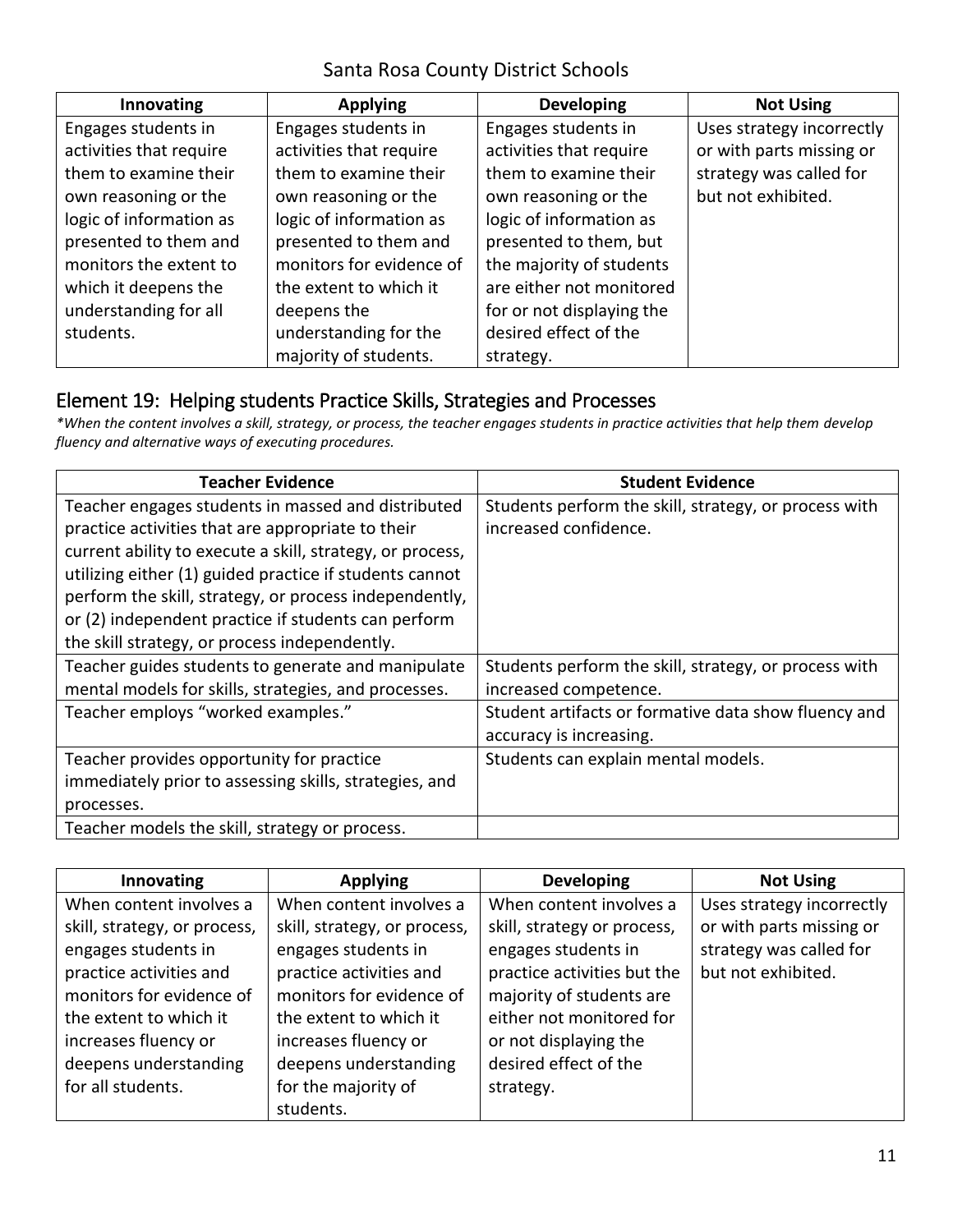| Innovating | Applying | Developing | Not Using |
|---|---|---|---|
| Engages students in activities that require them to examine their own reasoning or the logic of information as presented to them and monitors the extent to which it deepens the understanding for all students. | Engages students in activities that require them to examine their own reasoning or the logic of information as presented to them and monitors for evidence of the extent to which it deepens the understanding for the majority of students. | Engages students in activities that require them to examine their own reasoning or the logic of information as presented to them, but the majority of students are either not monitored for or not displaying the desired effect of the strategy. | Uses strategy incorrectly or with parts missing or strategy was called for but not exhibited. |

## Element 19: Helping students Practice Skills, Strategies and Processes

*\*When the content involves a skill, strategy, or process, the teacher engages students in practice activities that help them develop fluency and alternative ways of executing procedures.*

| Teacher Evidence | Student Evidence |
|---|---|
| Teacher engages students in massed and distributed practice activities that are appropriate to their current ability to execute a skill, strategy, or process, utilizing either (1) guided practice if students cannot perform the skill, strategy, or process independently, or (2) independent practice if students can perform the skill strategy, or process independently. | Students perform the skill, strategy, or process with increased confidence. |
| Teacher guides students to generate and manipulate mental models for skills, strategies, and processes. | Students perform the skill, strategy, or process with increased competence. |
| Teacher employs "worked examples." | Student artifacts or formative data show fluency and accuracy is increasing. |
| Teacher provides opportunity for practice immediately prior to assessing skills, strategies, and processes. | Students can explain mental models. |
| Teacher models the skill, strategy or process. | |

| Innovating | Applying | Developing | Not Using |
|---|---|---|---|
| When content involves a skill, strategy, or process, engages students in practice activities and monitors for evidence of the extent to which it increases fluency or deepens understanding for all students. | When content involves a skill, strategy, or process, engages students in practice activities and monitors for evidence of the extent to which it increases fluency or deepens understanding for the majority of students. | When content involves a skill, strategy or process, engages students in practice activities but the majority of students are either not monitored for or not displaying the desired effect of the strategy. | Uses strategy incorrectly or with parts missing or strategy was called for but not exhibited. |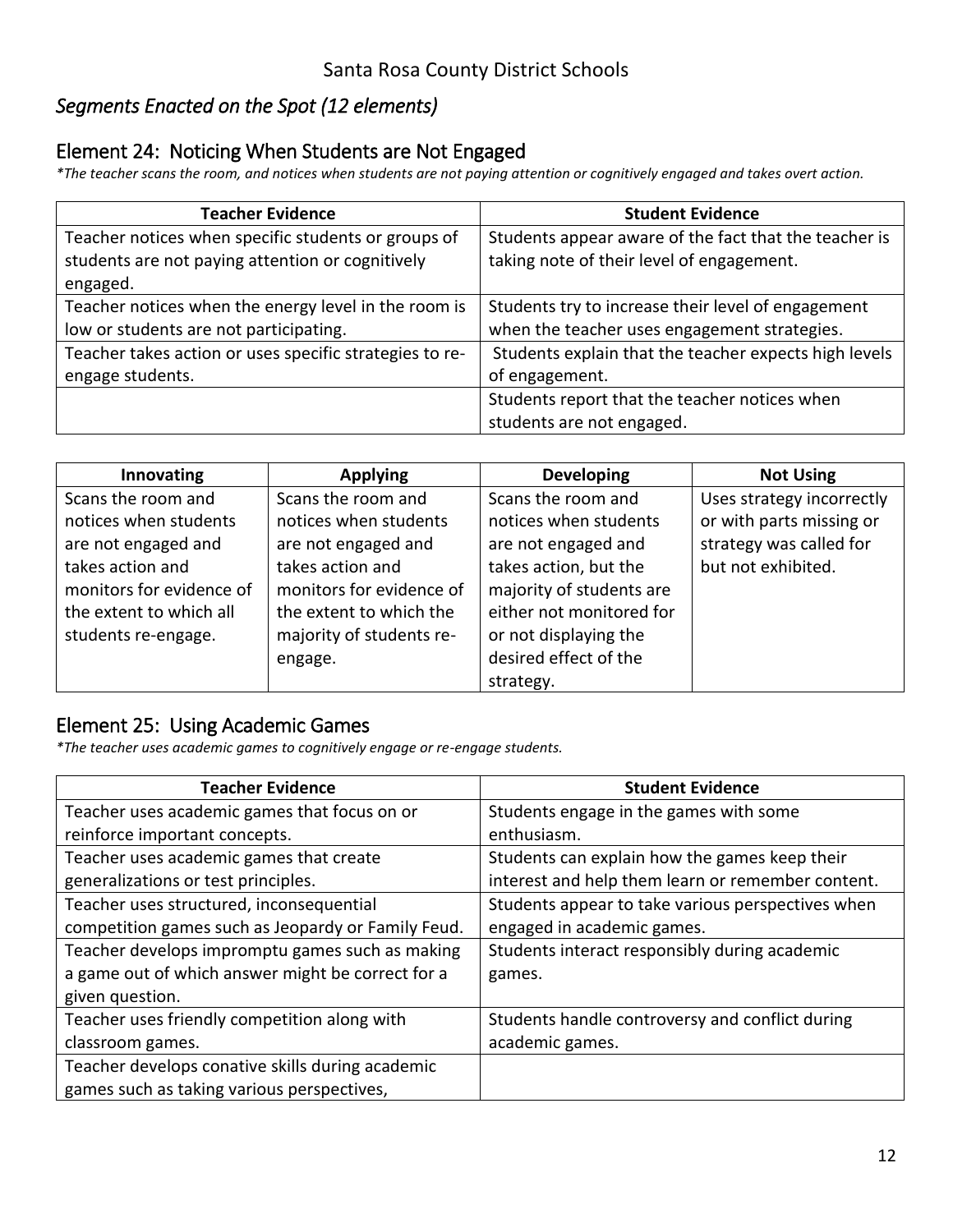## Segments Enacted on the Spot (12 elements)

### Element 24: Noticing When Students are Not Engaged

*\*The teacher scans the room, and notices when students are not paying attention or cognitively engaged and takes overt action.*

| Teacher Evidence | Student Evidence |
|---|---|
| Teacher notices when specific students or groups of students are not paying attention or cognitively engaged. | Students appear aware of the fact that the teacher is taking note of their level of engagement. |
| Teacher notices when the energy level in the room is low or students are not participating. | Students try to increase their level of engagement when the teacher uses engagement strategies. |
| Teacher takes action or uses specific strategies to re-engage students. | Students explain that the teacher expects high levels of engagement. |
| | Students report that the teacher notices when students are not engaged. |

| Innovating | Applying | Developing | Not Using |
|---|---|---|---|
| Scans the room and notices when students are not engaged and takes action and monitors for evidence of the extent to which all students re-engage. | Scans the room and notices when students are not engaged and takes action and monitors for evidence of the extent to which the majority of students re-engage. | Scans the room and notices when students are not engaged and takes action, but the majority of students are either not monitored for or not displaying the desired effect of the strategy. | Uses strategy incorrectly or with parts missing or strategy was called for but not exhibited. |

### Element 25: Using Academic Games

*\*The teacher uses academic games to cognitively engage or re-engage students.*

| Teacher Evidence | Student Evidence |
|---|---|
| Teacher uses academic games that focus on or reinforce important concepts. | Students engage in the games with some enthusiasm. |
| Teacher uses academic games that create generalizations or test principles. | Students can explain how the games keep their interest and help them learn or remember content. |
| Teacher uses structured, inconsequential competition games such as Jeopardy or Family Feud. | Students appear to take various perspectives when engaged in academic games. |
| Teacher develops impromptu games such as making a game out of which answer might be correct for a given question. | Students interact responsibly during academic games. |
| Teacher uses friendly competition along with classroom games. | Students handle controversy and conflict during academic games. |
| Teacher develops conative skills during academic games such as taking various perspectives, | |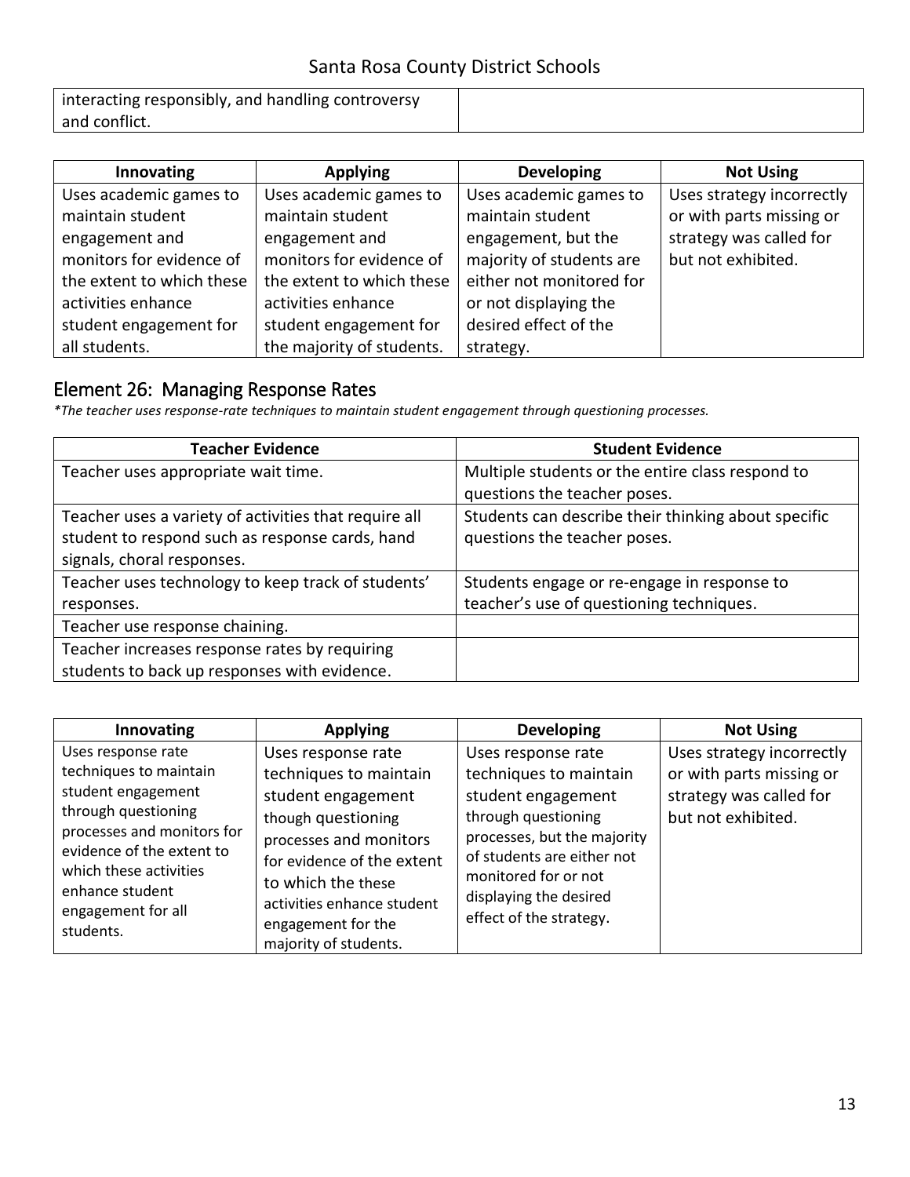| interacting responsibly, and handling controversy and conflict. | |
|---|---|

| Innovating | Applying | Developing | Not Using |
|---|---|---|---|
| Uses academic games to maintain student engagement and monitors for evidence of the extent to which these activities enhance student engagement for all students. | Uses academic games to maintain student engagement and monitors for evidence of the extent to which these activities enhance student engagement for the majority of students. | Uses academic games to maintain student engagement, but the majority of students are either not monitored for or not displaying the desired effect of the strategy. | Uses strategy incorrectly or with parts missing or strategy was called for but not exhibited. |

## Element 26: Managing Response Rates

*\*The teacher uses response-rate techniques to maintain student engagement through questioning processes.*

| Teacher Evidence | Student Evidence |
|---|---|
| Teacher uses appropriate wait time. | Multiple students or the entire class respond to questions the teacher poses. |
| Teacher uses a variety of activities that require all student to respond such as response cards, hand signals, choral responses. | Students can describe their thinking about specific questions the teacher poses. |
| Teacher uses technology to keep track of students' responses. | Students engage or re-engage in response to teacher's use of questioning techniques. |
| Teacher use response chaining. | |
| Teacher increases response rates by requiring students to back up responses with evidence. | |

| Innovating | Applying | Developing | Not Using |
|---|---|---|---|
| Uses response rate techniques to maintain student engagement through questioning processes and monitors for evidence of the extent to which these activities enhance student engagement for all students. | Uses response rate techniques to maintain student engagement though questioning processes and monitors for evidence of the extent to which the these activities enhance student engagement for the majority of students. | Uses response rate techniques to maintain student engagement through questioning processes, but the majority of students are either not monitored for or not displaying the desired effect of the strategy. | Uses strategy incorrectly or with parts missing or strategy was called for but not exhibited. |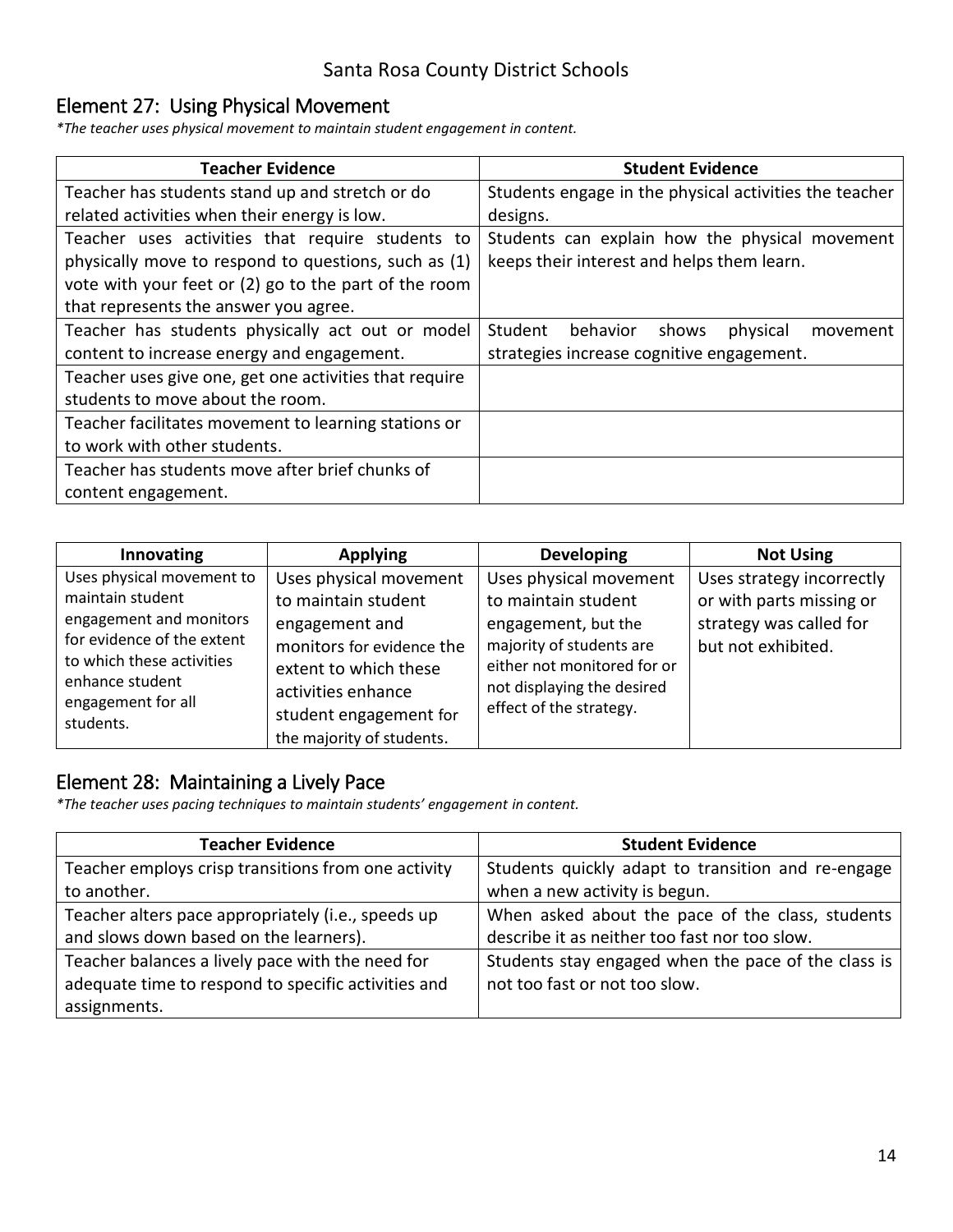## Element 27: Using Physical Movement

*\*The teacher uses physical movement to maintain student engagement in content.*

| Teacher Evidence | Student Evidence |
|---|---|
| Teacher has students stand up and stretch or do related activities when their energy is low. | Students engage in the physical activities the teacher designs. |
| Teacher uses activities that require students to physically move to respond to questions, such as (1) vote with your feet or (2) go to the part of the room that represents the answer you agree. | Students can explain how the physical movement keeps their interest and helps them learn. |
| Teacher has students physically act out or model content to increase energy and engagement. | Student behavior shows physical movement strategies increase cognitive engagement. |
| Teacher uses give one, get one activities that require students to move about the room. | |
| Teacher facilitates movement to learning stations or to work with other students. | |
| Teacher has students move after brief chunks of content engagement. | |

| Innovating | Applying | Developing | Not Using |
|---|---|---|---|
| Uses physical movement to maintain student engagement and monitors for evidence of the extent to which these activities enhance student engagement for all students. | Uses physical movement to maintain student engagement and monitors for evidence the extent to which these activities enhance student engagement for the majority of students. | Uses physical movement to maintain student engagement, but the majority of students are either not monitored for or not displaying the desired effect of the strategy. | Uses strategy incorrectly or with parts missing or strategy was called for but not exhibited. |

## Element 28: Maintaining a Lively Pace

*\*The teacher uses pacing techniques to maintain students' engagement in content.*

| Teacher Evidence | Student Evidence |
|---|---|
| Teacher employs crisp transitions from one activity to another. | Students quickly adapt to transition and re-engage when a new activity is begun. |
| Teacher alters pace appropriately (i.e., speeds up and slows down based on the learners). | When asked about the pace of the class, students describe it as neither too fast nor too slow. |
| Teacher balances a lively pace with the need for adequate time to respond to specific activities and assignments. | Students stay engaged when the pace of the class is not too fast or not too slow. |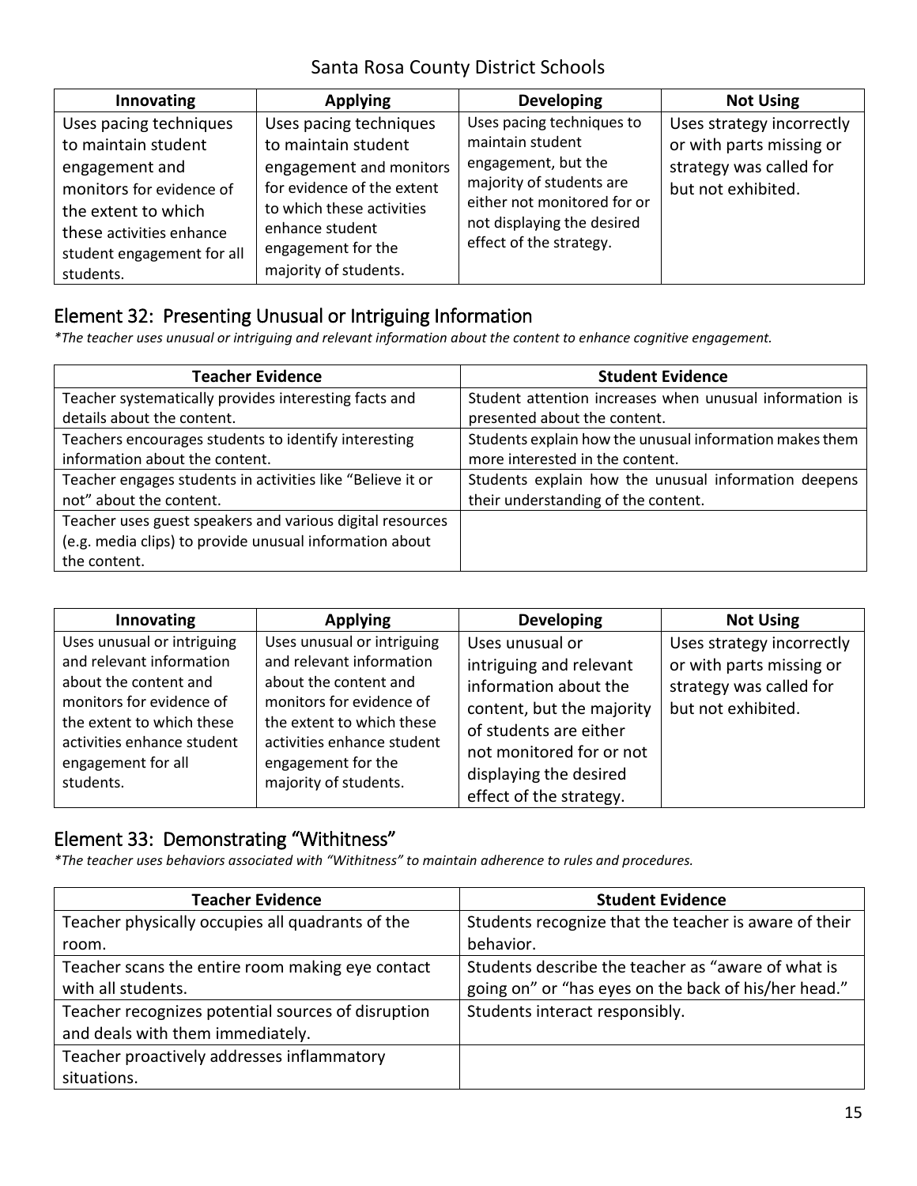| Innovating | Applying | Developing | Not Using |
|---|---|---|---|
| Uses pacing techniques to maintain student engagement and monitors for evidence of the extent to which these activities enhance student engagement for all students. | Uses pacing techniques to maintain student engagement and monitors for evidence of the extent to which these activities enhance student engagement for the majority of students. | Uses pacing techniques to maintain student engagement, but the majority of students are either not monitored for or not displaying the desired effect of the strategy. | Uses strategy incorrectly or with parts missing or strategy was called for but not exhibited. |

## Element 32: Presenting Unusual or Intriguing Information

*\*The teacher uses unusual or intriguing and relevant information about the content to enhance cognitive engagement.*

| Teacher Evidence | Student Evidence |
|---|---|
| Teacher systematically provides interesting facts and details about the content. | Student attention increases when unusual information is presented about the content. |
| Teachers encourages students to identify interesting information about the content. | Students explain how the unusual information makes them more interested in the content. |
| Teacher engages students in activities like "Believe it or not" about the content. | Students explain how the unusual information deepens their understanding of the content. |
| Teacher uses guest speakers and various digital resources (e.g. media clips) to provide unusual information about the content. | |

| Innovating | Applying | Developing | Not Using |
|---|---|---|---|
| Uses unusual or intriguing and relevant information about the content and monitors for evidence of the extent to which these activities enhance student engagement for all students. | Uses unusual or intriguing and relevant information about the content and monitors for evidence of the extent to which these activities enhance student engagement for the majority of students. | Uses unusual or intriguing and relevant information about the content, but the majority of students are either not monitored for or not displaying the desired effect of the strategy. | Uses strategy incorrectly or with parts missing or strategy was called for but not exhibited. |

## Element 33: Demonstrating "Withitness"

*\*The teacher uses behaviors associated with "Withitness" to maintain adherence to rules and procedures.*

| Teacher Evidence | Student Evidence |
|---|---|
| Teacher physically occupies all quadrants of the room. | Students recognize that the teacher is aware of their behavior. |
| Teacher scans the entire room making eye contact with all students. | Students describe the teacher as "aware of what is going on" or "has eyes on the back of his/her head." |
| Teacher recognizes potential sources of disruption and deals with them immediately. | Students interact responsibly. |
| Teacher proactively addresses inflammatory situations. | |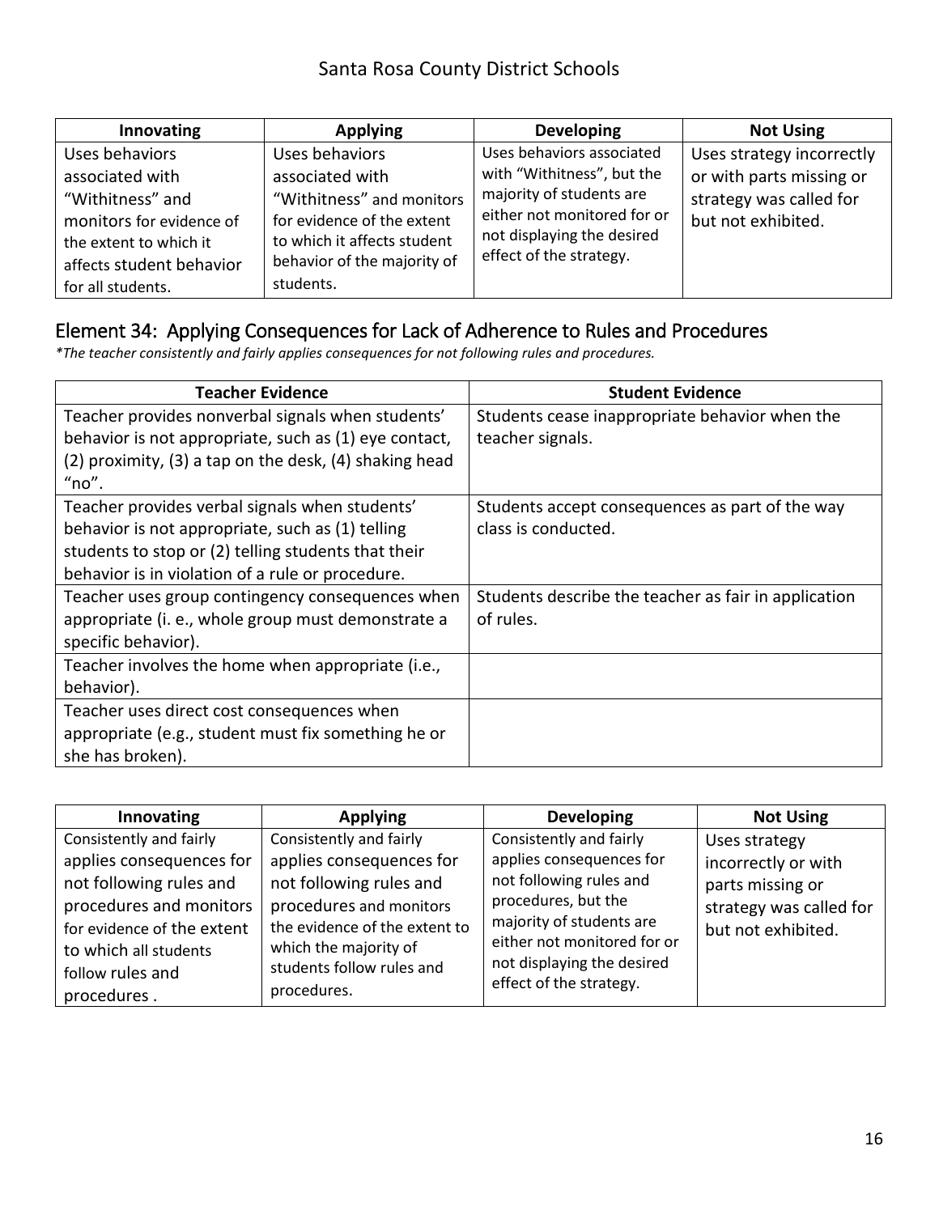| Innovating | Applying | Developing | Not Using |
| --- | --- | --- | --- |
| Uses behaviors associated with "Withitness" and monitors for evidence of the extent to which it affects student behavior for all students. | Uses behaviors associated with "Withitness" and monitors for evidence of the extent to which it affects student behavior of the majority of students. | Uses behaviors associated with "Withitness", but the majority of students are either not monitored for or not displaying the desired effect of the strategy. | Uses strategy incorrectly or with parts missing or strategy was called for but not exhibited. |

## Element 34: Applying Consequences for Lack of Adherence to Rules and Procedures

**\*The teacher consistently and fairly applies consequences for not following rules and procedures.**

| Teacher Evidence | Student Evidence |
| --- | --- |
| Teacher provides nonverbal signals when students' behavior is not appropriate, such as (1) eye contact, (2) proximity, (3) a tap on the desk, (4) shaking head "no". | Students cease inappropriate behavior when the teacher signals. |
| Teacher provides verbal signals when students' behavior is not appropriate, such as (1) telling students to stop or (2) telling students that their behavior is in violation of a rule or procedure. | Students accept consequences as part of the way class is conducted. |
| Teacher uses group contingency consequences when appropriate (i. e., whole group must demonstrate a specific behavior). | Students describe the teacher as fair in application of rules. |
| Teacher involves the home when appropriate (i.e., behavior). | |
| Teacher uses direct cost consequences when appropriate (e.g., student must fix something he or she has broken). | |

| Innovating | Applying | Developing | Not Using |
| --- | --- | --- | --- |
| Consistently and fairly applies consequences for not following rules and procedures and monitors for evidence of the extent to which all students follow rules and procedures . | Consistently and fairly applies consequences for not following rules and procedures and monitors the evidence of the extent to which the majority of students follow rules and procedures. | Consistently and fairly applies consequences for not following rules and procedures, but the majority of students are either not monitored for or not displaying the desired effect of the strategy. | Uses strategy incorrectly or with parts missing or strategy was called for but not exhibited. |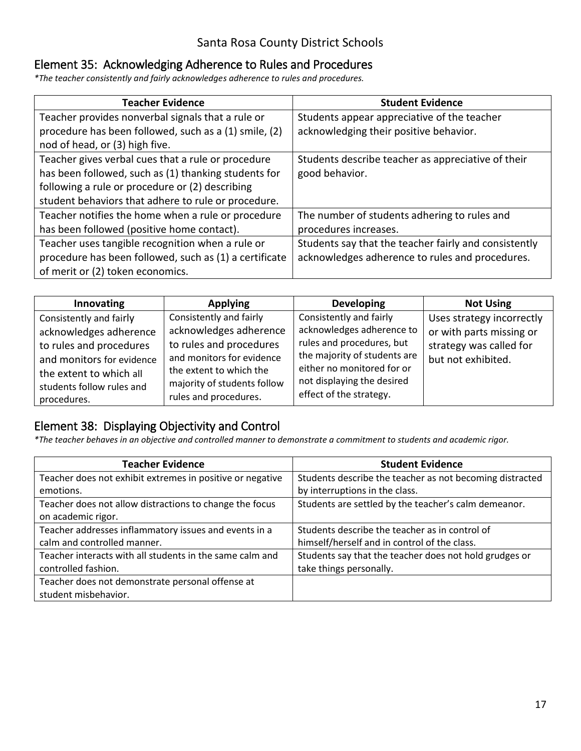## Element 35: Acknowledging Adherence to Rules and Procedures

*\*The teacher consistently and fairly acknowledges adherence to rules and procedures.*

| Teacher Evidence | Student Evidence |
|---|---|
| Teacher provides nonverbal signals that a rule or procedure has been followed, such as a (1) smile, (2) nod of head, or (3) high five. | Students appear appreciative of the teacher acknowledging their positive behavior. |
| Teacher gives verbal cues that a rule or procedure has been followed, such as (1) thanking students for following a rule or procedure or (2) describing student behaviors that adhere to rule or procedure. | Students describe teacher as appreciative of their good behavior. |
| Teacher notifies the home when a rule or procedure has been followed (positive home contact). | The number of students adhering to rules and procedures increases. |
| Teacher uses tangible recognition when a rule or procedure has been followed, such as (1) a certificate of merit or (2) token economics. | Students say that the teacher fairly and consistently acknowledges adherence to rules and procedures. |

| Innovating | Applying | Developing | Not Using |
|---|---|---|---|
| Consistently and fairly acknowledges adherence to rules and procedures and monitors for evidence the extent to which all students follow rules and procedures. | Consistently and fairly acknowledges adherence to rules and procedures and monitors for evidence the extent to which the majority of students follow rules and procedures. | Consistently and fairly acknowledges adherence to rules and procedures, but the majority of students are either no monitored for or not displaying the desired effect of the strategy. | Uses strategy incorrectly or with parts missing or strategy was called for but not exhibited. |

## Element 38: Displaying Objectivity and Control

*\*The teacher behaves in an objective and controlled manner to demonstrate a commitment to students and academic rigor.*

| Teacher Evidence | Student Evidence |
|---|---|
| Teacher does not exhibit extremes in positive or negative emotions. | Students describe the teacher as not becoming distracted by interruptions in the class. |
| Teacher does not allow distractions to change the focus on academic rigor. | Students are settled by the teacher's calm demeanor. |
| Teacher addresses inflammatory issues and events in a calm and controlled manner. | Students describe the teacher as in control of himself/herself and in control of the class. |
| Teacher interacts with all students in the same calm and controlled fashion. | Students say that the teacher does not hold grudges or take things personally. |
| Teacher does not demonstrate personal offense at student misbehavior. | |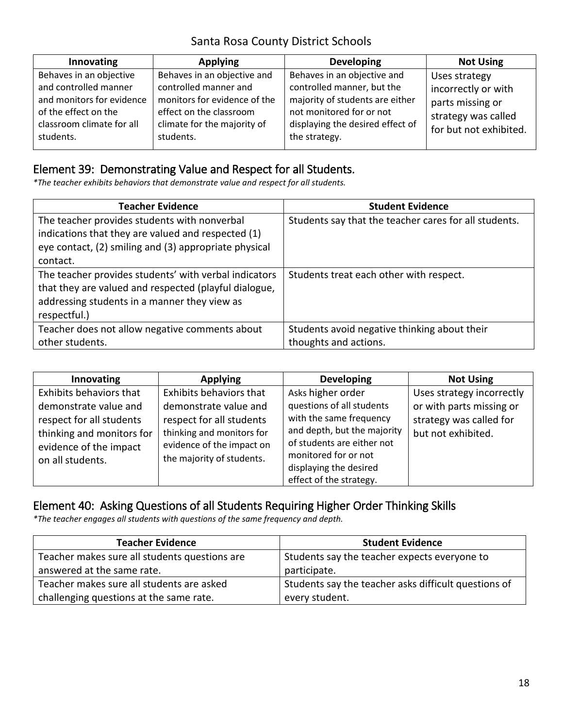| Innovating | Applying | Developing | Not Using |
| --- | --- | --- | --- |
| Behaves in an objective and controlled manner and monitors for evidence of the effect on the classroom climate for all students. | Behaves in an objective and controlled manner and monitors for evidence of the effect on the classroom climate for the majority of students. | Behaves in an objective and controlled manner, but the majority of students are either not monitored for or not displaying the desired effect of the strategy. | Uses strategy incorrectly or with parts missing or strategy was called for but not exhibited. |

## Element 39: Demonstrating Value and Respect for all Students.

*\*The teacher exhibits behaviors that demonstrate value and respect for all students.*

| Teacher Evidence | Student Evidence |
| --- | --- |
| The teacher provides students with nonverbal indications that they are valued and respected (1) eye contact, (2) smiling and (3) appropriate physical contact. | Students say that the teacher cares for all students. |
| The teacher provides students' with verbal indicators that they are valued and respected (playful dialogue, addressing students in a manner they view as respectful.) | Students treat each other with respect. |
| Teacher does not allow negative comments about other students. | Students avoid negative thinking about their thoughts and actions. |

| Innovating | Applying | Developing | Not Using |
| --- | --- | --- | --- |
| Exhibits behaviors that demonstrate value and respect for all students thinking and monitors for evidence of the impact on all students. | Exhibits behaviors that demonstrate value and respect for all students thinking and monitors for evidence of the impact on the majority of students. | Asks higher order questions of all students with the same frequency and depth, but the majority of students are either not monitored for or not displaying the desired effect of the strategy. | Uses strategy incorrectly or with parts missing or strategy was called for but not exhibited. |

## Element 40: Asking Questions of all Students Requiring Higher Order Thinking Skills

*\*The teacher engages all students with questions of the same frequency and depth.*

| Teacher Evidence | Student Evidence |
| --- | --- |
| Teacher makes sure all students questions are answered at the same rate. | Students say the teacher expects everyone to participate. |
| Teacher makes sure all students are asked challenging questions at the same rate. | Students say the teacher asks difficult questions of every student. |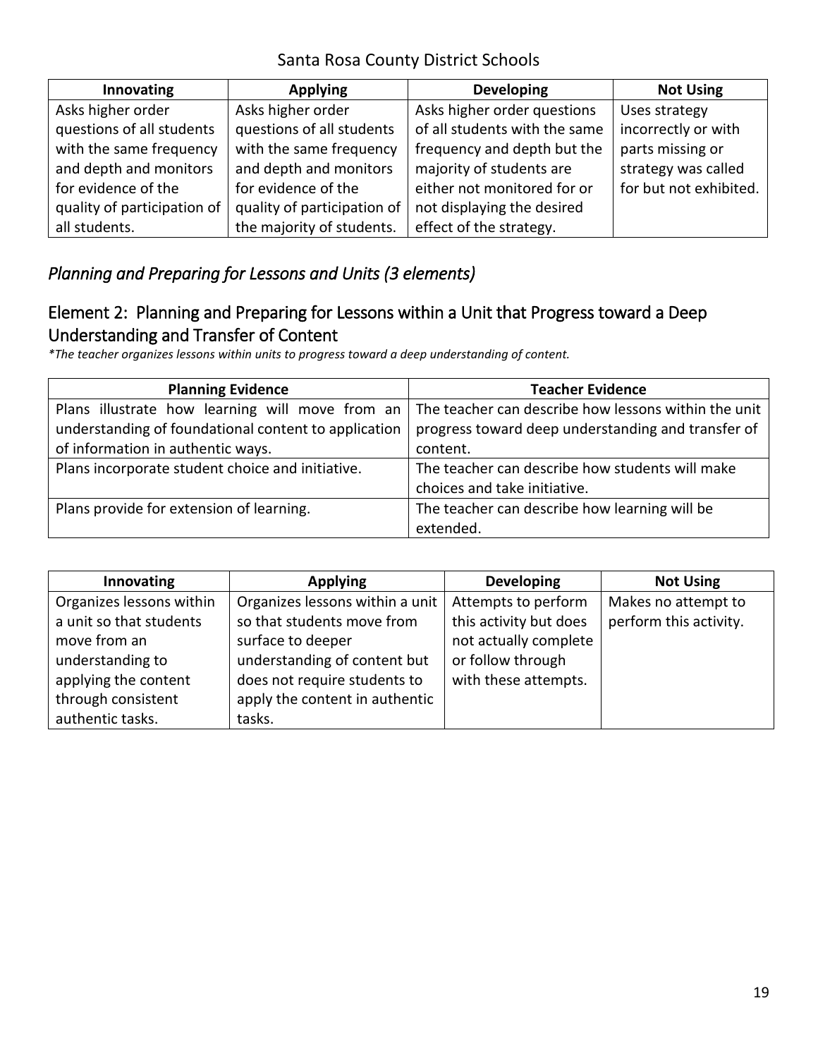| Innovating | Applying | Developing | Not Using |
|---|---|---|---|
| Asks higher order questions of all students with the same frequency and depth and monitors for evidence of the quality of participation of all students. | Asks higher order questions of all students with the same frequency and depth and monitors for evidence of the quality of participation of the majority of students. | Asks higher order questions of all students with the same frequency and depth but the majority of students are either not monitored for or not displaying the desired effect of the strategy. | Uses strategy incorrectly or with parts missing or strategy was called for but not exhibited. |

## *Planning and Preparing for Lessons and Units (3 elements)*

### Element 2: Planning and Preparing for Lessons within a Unit that Progress toward a Deep Understanding and Transfer of Content

*\*The teacher organizes lessons within units to progress toward a deep understanding of content.*

| Planning Evidence | Teacher Evidence |
|---|---|
| Plans illustrate how learning will move from an understanding of foundational content to application of information in authentic ways. | The teacher can describe how lessons within the unit progress toward deep understanding and transfer of content. |
| Plans incorporate student choice and initiative. | The teacher can describe how students will make choices and take initiative. |
| Plans provide for extension of learning. | The teacher can describe how learning will be extended. |

| Innovating | Applying | Developing | Not Using |
|---|---|---|---|
| Organizes lessons within a unit so that students move from an understanding to applying the content through consistent authentic tasks. | Organizes lessons within a unit so that students move from surface to deeper understanding of content but does not require students to apply the content in authentic tasks. | Attempts to perform this activity but does not actually complete or follow through with these attempts. | Makes no attempt to perform this activity. |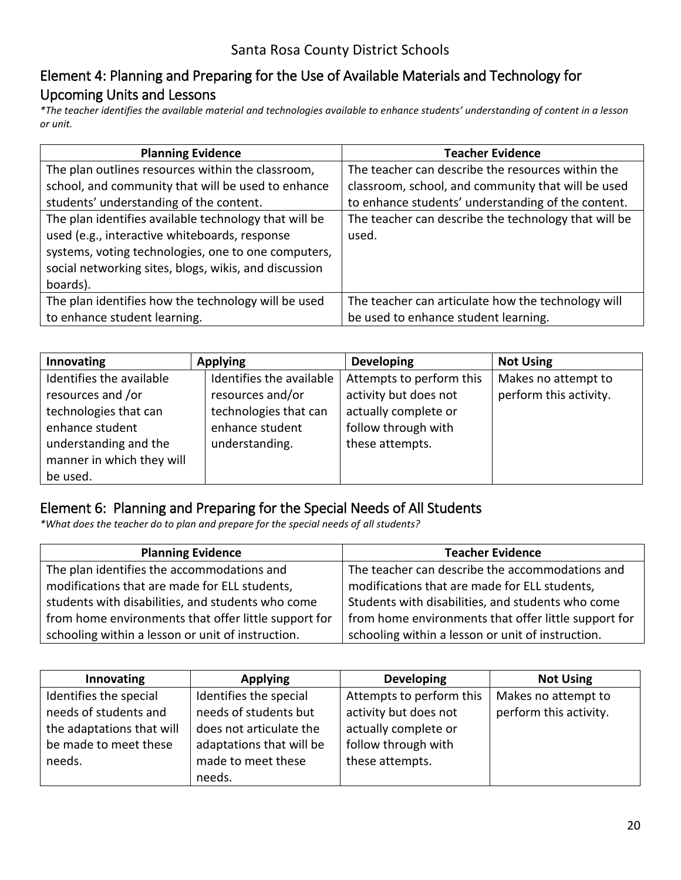## Element 4: Planning and Preparing for the Use of Available Materials and Technology for Upcoming Units and Lessons

*\*The teacher identifies the available material and technologies available to enhance students' understanding of content in a lesson or unit.*

| Planning Evidence | Teacher Evidence |
|---|---|
| The plan outlines resources within the classroom, school, and community that will be used to enhance students' understanding of the content. | The teacher can describe the resources within the classroom, school, and community that will be used to enhance students' understanding of the content. |
| The plan identifies available technology that will be used (e.g., interactive whiteboards, response systems, voting technologies, one to one computers, social networking sites, blogs, wikis, and discussion boards). | The teacher can describe the technology that will be used. |
| The plan identifies how the technology will be used to enhance student learning. | The teacher can articulate how the technology will be used to enhance student learning. |

| Innovating | Applying | Developing | Not Using |
|---|---|---|---|
| Identifies the available resources and /or technologies that can enhance student understanding and the manner in which they will be used. | Identifies the available resources and/or technologies that can enhance student understanding. | Attempts to perform this activity but does not actually complete or follow through with these attempts. | Makes no attempt to perform this activity. |

## Element 6: Planning and Preparing for the Special Needs of All Students

*\*What does the teacher do to plan and prepare for the special needs of all students?*

| Planning Evidence | Teacher Evidence |
|---|---|
| The plan identifies the accommodations and modifications that are made for ELL students, students with disabilities, and students who come from home environments that offer little support for schooling within a lesson or unit of instruction. | The teacher can describe the accommodations and modifications that are made for ELL students, Students with disabilities, and students who come from home environments that offer little support for schooling within a lesson or unit of instruction. |

| Innovating | Applying | Developing | Not Using |
|---|---|---|---|
| Identifies the special needs of students and the adaptations that will be made to meet these needs. | Identifies the special needs of students but does not articulate the adaptations that will be made to meet these needs. | Attempts to perform this activity but does not actually complete or follow through with these attempts. | Makes no attempt to perform this activity. |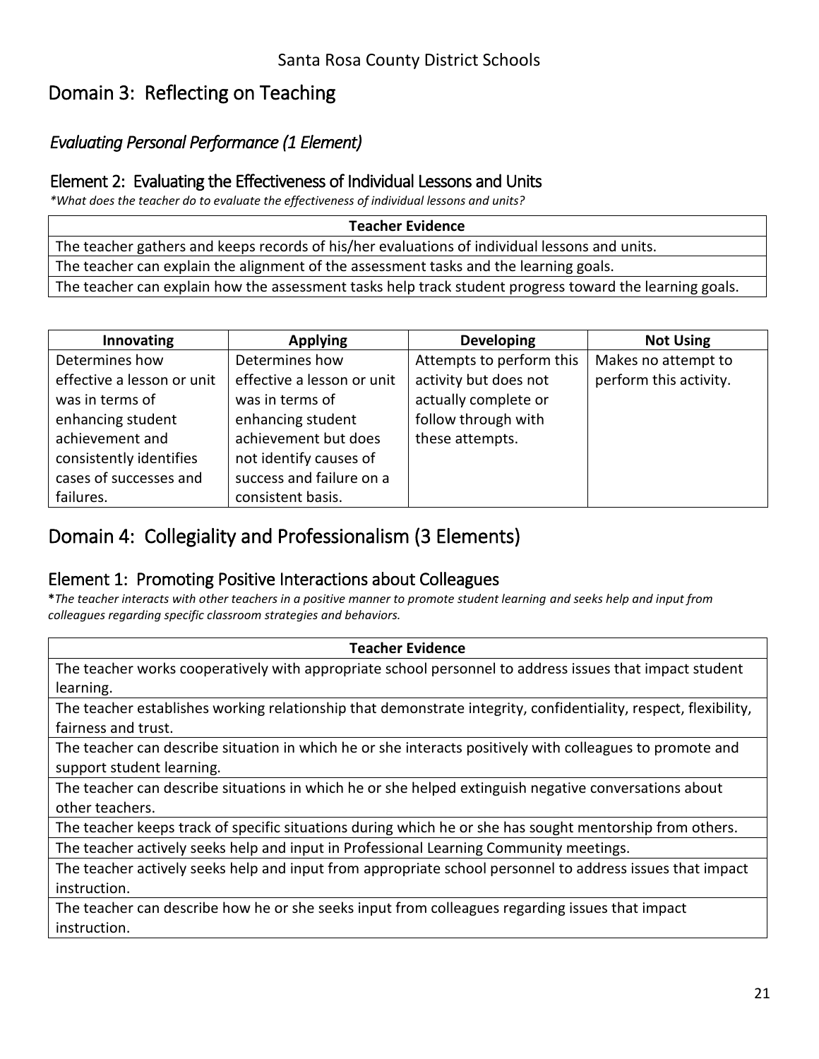Santa Rosa County District Schools

# Domain 3: Reflecting on Teaching

## *Evaluating Personal Performance (1 Element)*

### Element 2: Evaluating the Effectiveness of Individual Lessons and Units

*\*What does the teacher do to evaluate the effectiveness of individual lessons and units?*

| Teacher Evidence |
| --- |
| The teacher gathers and keeps records of his/her evaluations of individual lessons and units. |
| The teacher can explain the alignment of the assessment tasks and the learning goals. |
| The teacher can explain how the assessment tasks help track student progress toward the learning goals. |

| Innovating | Applying | Developing | Not Using |
| --- | --- | --- | --- |
| Determines how effective a lesson or unit was in terms of enhancing student achievement and consistently identifies cases of successes and failures. | Determines how effective a lesson or unit was in terms of enhancing student achievement but does not identify causes of success and failure on a consistent basis. | Attempts to perform this activity but does not actually complete or follow through with these attempts. | Makes no attempt to perform this activity. |

# Domain 4: Collegiality and Professionalism (3 Elements)

### Element 1: Promoting Positive Interactions about Colleagues

\**The teacher interacts with other teachers in a positive manner to promote student learning and seeks help and input from colleagues regarding specific classroom strategies and behaviors.*

| Teacher Evidence |
| --- |
| The teacher works cooperatively with appropriate school personnel to address issues that impact student learning. |
| The teacher establishes working relationship that demonstrate integrity, confidentiality, respect, flexibility, fairness and trust. |
| The teacher can describe situation in which he or she interacts positively with colleagues to promote and support student learning. |
| The teacher can describe situations in which he or she helped extinguish negative conversations about other teachers. |
| The teacher keeps track of specific situations during which he or she has sought mentorship from others. |
| The teacher actively seeks help and input in Professional Learning Community meetings. |
| The teacher actively seeks help and input from appropriate school personnel to address issues that impact instruction. |
| The teacher can describe how he or she seeks input from colleagues regarding issues that impact instruction. |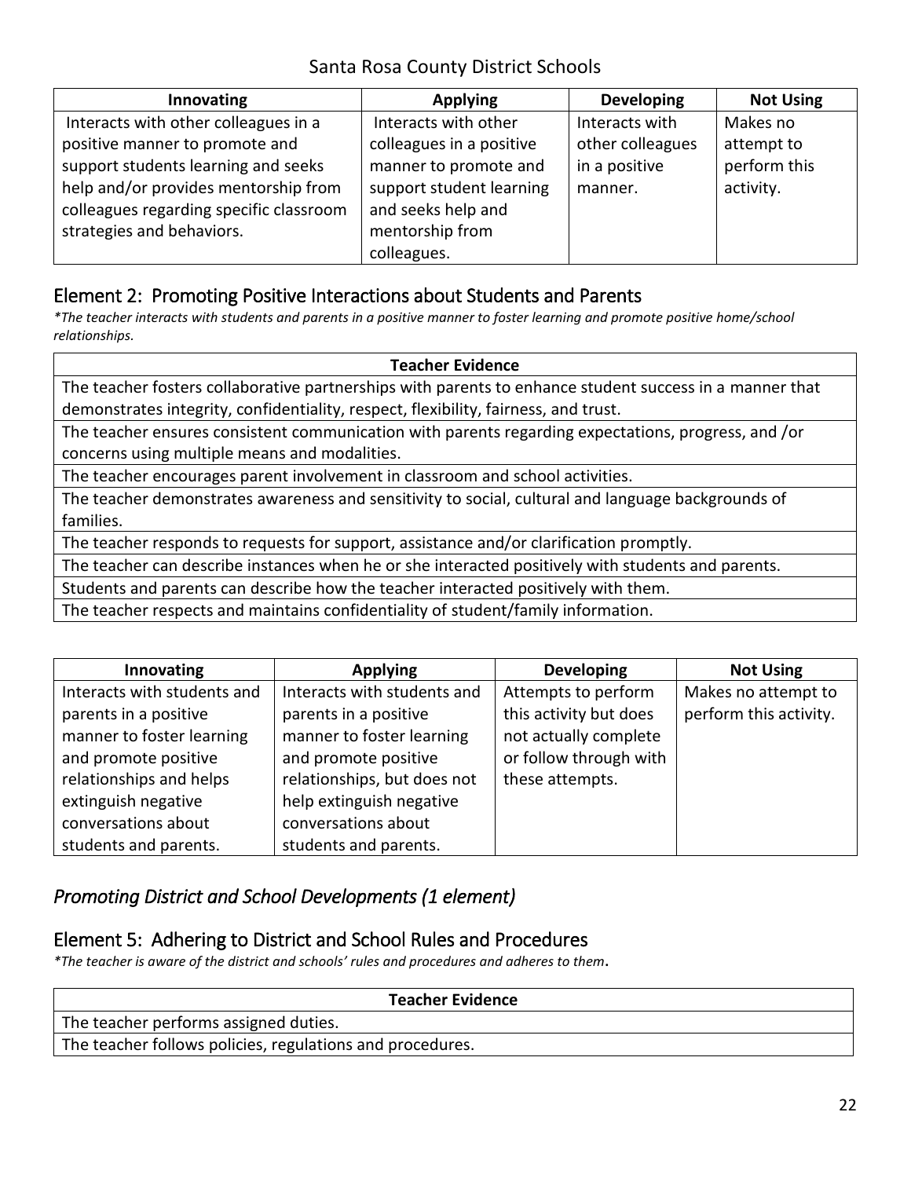| Innovating | Applying | Developing | Not Using |
|---|---|---|---|
| Interacts with other colleagues in a positive manner to promote and support students learning and seeks help and/or provides mentorship from colleagues regarding specific classroom strategies and behaviors. | Interacts with other colleagues in a positive manner to promote and support student learning and seeks help and mentorship from colleagues. | Interacts with other colleagues in a positive manner. | Makes no attempt to perform this activity. |

## Element 2: Promoting Positive Interactions about Students and Parents

*\*The teacher interacts with students and parents in a positive manner to foster learning and promote positive home/school relationships.*

| Teacher Evidence |
|---|
| The teacher fosters collaborative partnerships with parents to enhance student success in a manner that demonstrates integrity, confidentiality, respect, flexibility, fairness, and trust. |
| The teacher ensures consistent communication with parents regarding expectations, progress, and /or concerns using multiple means and modalities. |
| The teacher encourages parent involvement in classroom and school activities. |
| The teacher demonstrates awareness and sensitivity to social, cultural and language backgrounds of families. |
| The teacher responds to requests for support, assistance and/or clarification promptly. |
| The teacher can describe instances when he or she interacted positively with students and parents. |
| Students and parents can describe how the teacher interacted positively with them. |
| The teacher respects and maintains confidentiality of student/family information. |

| Innovating | Applying | Developing | Not Using |
|---|---|---|---|
| Interacts with students and parents in a positive manner to foster learning and promote positive relationships and helps extinguish negative conversations about students and parents. | Interacts with students and parents in a positive manner to foster learning and promote positive relationships, but does not help extinguish negative conversations about students and parents. | Attempts to perform this activity but does not actually complete or follow through with these attempts. | Makes no attempt to perform this activity. |

## *Promoting District and School Developments (1 element)*

## Element 5: Adhering to District and School Rules and Procedures

*\*The teacher is aware of the district and schools' rules and procedures and adheres to them.*

| Teacher Evidence |
|---|
| The teacher performs assigned duties. |
| The teacher follows policies, regulations and procedures. |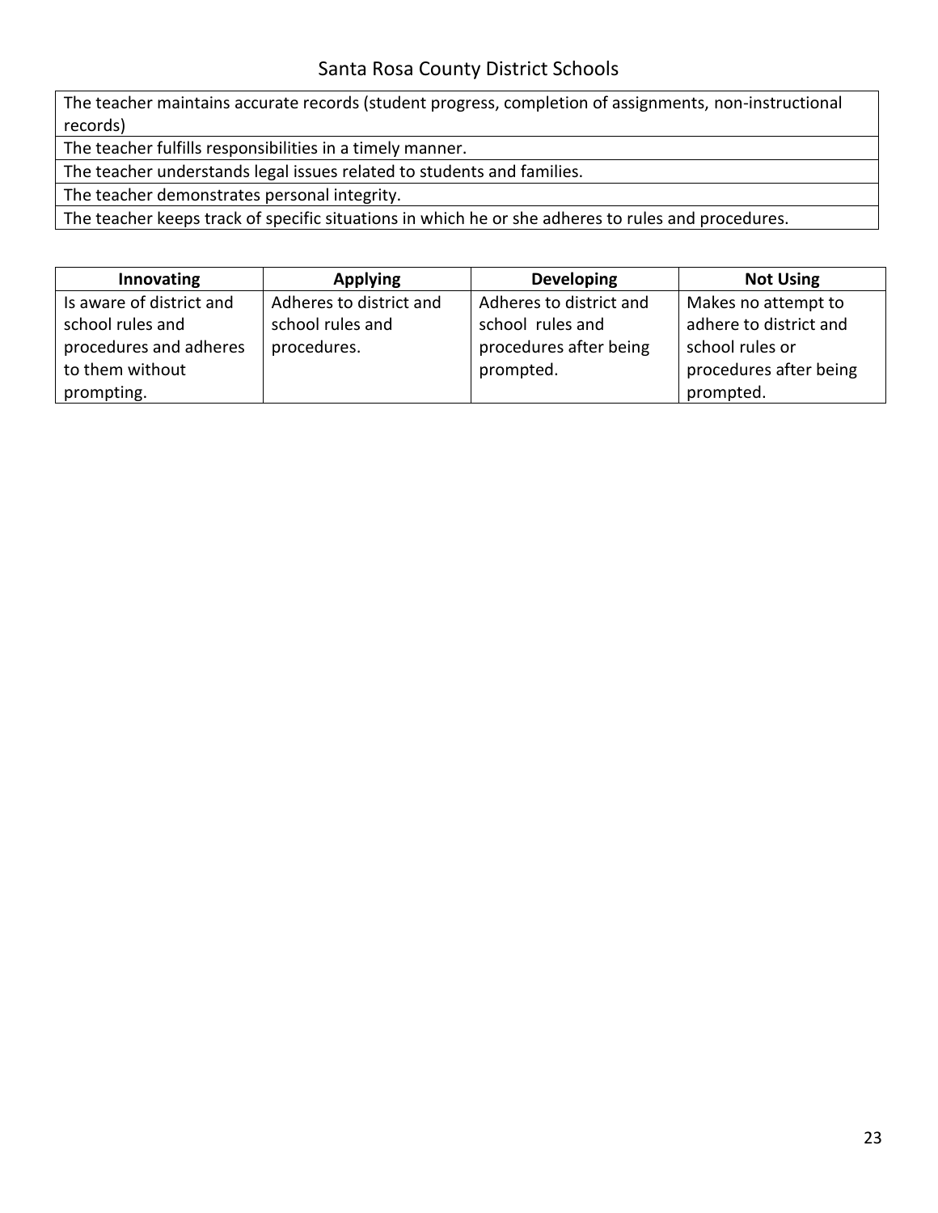| |
|---|
| The teacher maintains accurate records (student progress, completion of assignments, non-instructional records) |
| The teacher fulfills responsibilities in a timely manner. |
| The teacher understands legal issues related to students and families. |
| The teacher demonstrates personal integrity. |
| The teacher keeps track of specific situations in which he or she adheres to rules and procedures. |

| Innovating | Applying | Developing | Not Using |
|---|---|---|---|
| Is aware of district and school rules and procedures and adheres to them without prompting. | Adheres to district and school rules and procedures. | Adheres to district and school rules and procedures after being prompted. | Makes no attempt to adhere to district and school rules or procedures after being prompted. |